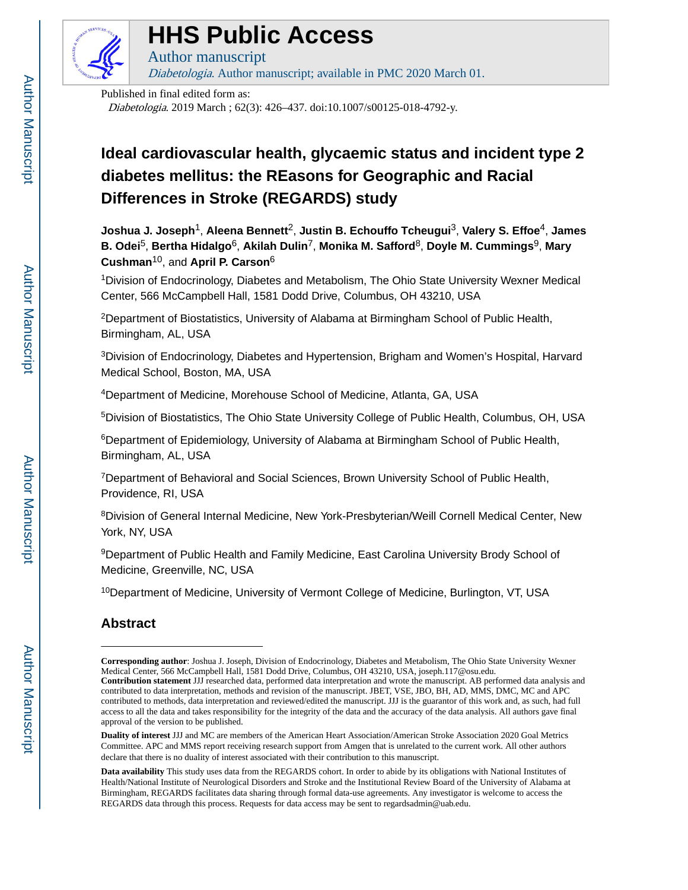# HHS Public Access

Author manuscript

*Diabetologia*. Author manuscript; available in PMC 2020 March 01.

Published in final edited form as:

*Diabetologia*. 2019 March ; 62(3): 426–437. doi:10.1007/s00125-018-4792-y.

# Ideal cardiovascular health, glycaemic status and incident type 2 diabetes mellitus: the REasons for Geographic and Racial Differences in Stroke (REGARDS) study

**Joshua J. Joseph**[1], **Aleena Bennett**[2], **Justin B. Echouffo Tcheugui**[3], **Valery S. Effoe**[4], **James B. Odei**[5], **Bertha Hidalgo**[6], **Akilah Dulin**[7], **Monika M. Safford**[8], **Doyle M. Cummings**[9], **Mary Cushman**[10], and **April P. Carson**[6]

[1]Division of Endocrinology, Diabetes and Metabolism, The Ohio State University Wexner Medical Center, 566 McCampbell Hall, 1581 Dodd Drive, Columbus, OH 43210, USA

[2]Department of Biostatistics, University of Alabama at Birmingham School of Public Health, Birmingham, AL, USA

[3]Division of Endocrinology, Diabetes and Hypertension, Brigham and Women's Hospital, Harvard Medical School, Boston, MA, USA

[4]Department of Medicine, Morehouse School of Medicine, Atlanta, GA, USA

[5]Division of Biostatistics, The Ohio State University College of Public Health, Columbus, OH, USA

[6]Department of Epidemiology, University of Alabama at Birmingham School of Public Health, Birmingham, AL, USA

[7]Department of Behavioral and Social Sciences, Brown University School of Public Health, Providence, RI, USA

[8]Division of General Internal Medicine, New York-Presbyterian/Weill Cornell Medical Center, New York, NY, USA

[9]Department of Public Health and Family Medicine, East Carolina University Brody School of Medicine, Greenville, NC, USA

[10]Department of Medicine, University of Vermont College of Medicine, Burlington, VT, USA

## Abstract

---

**Corresponding author**: Joshua J. Joseph, Division of Endocrinology, Diabetes and Metabolism, The Ohio State University Wexner Medical Center, 566 McCampbell Hall, 1581 Dodd Drive, Columbus, OH 43210, USA, joseph.117@osu.edu.

**Contribution statement** JJJ researched data, performed data interpretation and wrote the manuscript. AB performed data analysis and contributed to data interpretation, methods and revision of the manuscript. JBET, VSE, JBO, BH, AD, MMS, DMC, MC and APC contributed to methods, data interpretation and reviewed/edited the manuscript. JJJ is the guarantor of this work and, as such, had full access to all the data and takes responsibility for the integrity of the data and the accuracy of the data analysis. All authors gave final approval of the version to be published.

**Duality of interest** JJJ and MC are members of the American Heart Association/American Stroke Association 2020 Goal Metrics Committee. APC and MMS report receiving research support from Amgen that is unrelated to the current work. All other authors declare that there is no duality of interest associated with their contribution to this manuscript.

**Data availability** This study uses data from the REGARDS cohort. In order to abide by its obligations with National Institutes of Health/National Institute of Neurological Disorders and Stroke and the Institutional Review Board of the University of Alabama at Birmingham, REGARDS facilitates data sharing through formal data-use agreements. Any investigator is welcome to access the REGARDS data through this process. Requests for data access may be sent to regardsadmin@uab.edu.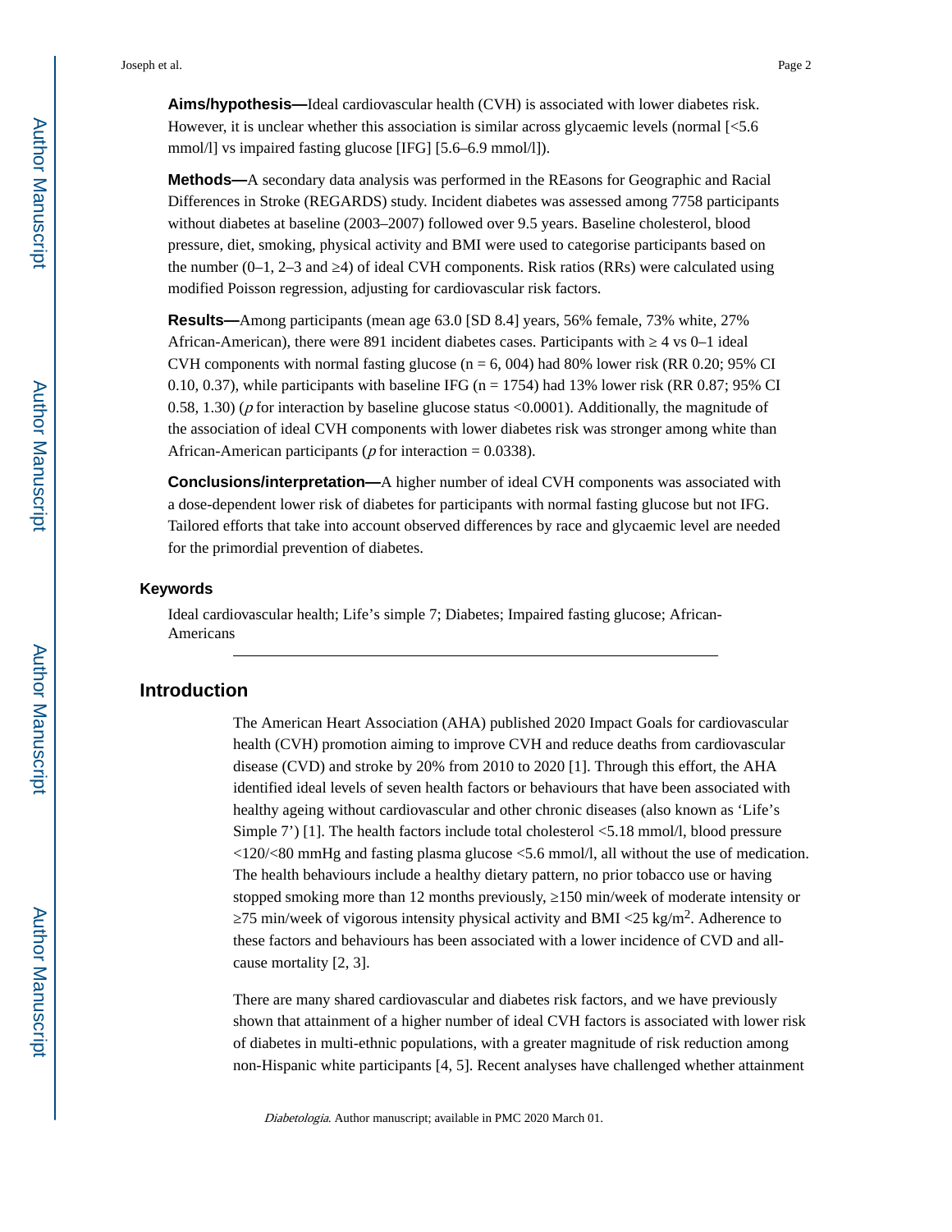**Aims/hypothesis—**Ideal cardiovascular health (CVH) is associated with lower diabetes risk. However, it is unclear whether this association is similar across glycaemic levels (normal [<5.6 mmol/l] vs impaired fasting glucose [IFG] [5.6–6.9 mmol/l]).

**Methods—**A secondary data analysis was performed in the REasons for Geographic and Racial Differences in Stroke (REGARDS) study. Incident diabetes was assessed among 7758 participants without diabetes at baseline (2003–2007) followed over 9.5 years. Baseline cholesterol, blood pressure, diet, smoking, physical activity and BMI were used to categorise participants based on the number (0–1, 2–3 and ≥4) of ideal CVH components. Risk ratios (RRs) were calculated using modified Poisson regression, adjusting for cardiovascular risk factors.

**Results—**Among participants (mean age 63.0 [SD 8.4] years, 56% female, 73% white, 27% African-American), there were 891 incident diabetes cases. Participants with ≥ 4 vs 0–1 ideal CVH components with normal fasting glucose (n = 6, 004) had 80% lower risk (RR 0.20; 95% CI 0.10, 0.37), while participants with baseline IFG (n = 1754) had 13% lower risk (RR 0.87; 95% CI 0.58, 1.30) ($p$ for interaction by baseline glucose status <0.0001). Additionally, the magnitude of the association of ideal CVH components with lower diabetes risk was stronger among white than African-American participants ($p$ for interaction = 0.0338).

**Conclusions/interpretation—**A higher number of ideal CVH components was associated with a dose-dependent lower risk of diabetes for participants with normal fasting glucose but not IFG. Tailored efforts that take into account observed differences by race and glycaemic level are needed for the primordial prevention of diabetes.

### Keywords

Ideal cardiovascular health; Life's simple 7; Diabetes; Impaired fasting glucose; African-Americans

## Introduction

The American Heart Association (AHA) published 2020 Impact Goals for cardiovascular health (CVH) promotion aiming to improve CVH and reduce deaths from cardiovascular disease (CVD) and stroke by 20% from 2010 to 2020 [1]. Through this effort, the AHA identified ideal levels of seven health factors or behaviours that have been associated with healthy ageing without cardiovascular and other chronic diseases (also known as 'Life's Simple 7') [1]. The health factors include total cholesterol <5.18 mmol/l, blood pressure <120/<80 mmHg and fasting plasma glucose <5.6 mmol/l, all without the use of medication. The health behaviours include a healthy dietary pattern, no prior tobacco use or having stopped smoking more than 12 months previously, ≥150 min/week of moderate intensity or ≥75 min/week of vigorous intensity physical activity and BMI <25 kg/m$^2$. Adherence to these factors and behaviours has been associated with a lower incidence of CVD and all-cause mortality [2, 3].

There are many shared cardiovascular and diabetes risk factors, and we have previously shown that attainment of a higher number of ideal CVH factors is associated with lower risk of diabetes in multi-ethnic populations, with a greater magnitude of risk reduction among non-Hispanic white participants [4, 5]. Recent analyses have challenged whether attainment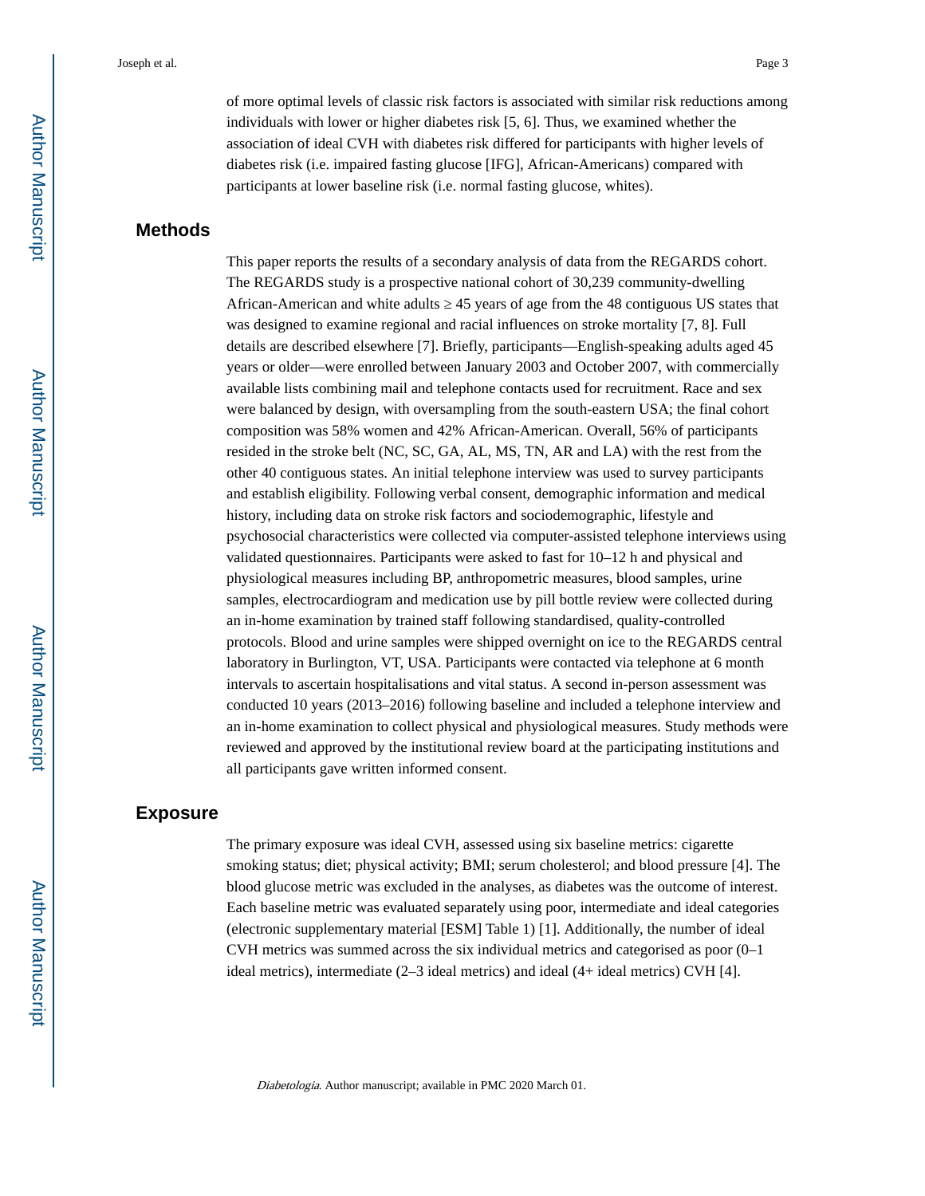of more optimal levels of classic risk factors is associated with similar risk reductions among individuals with lower or higher diabetes risk [5, 6]. Thus, we examined whether the association of ideal CVH with diabetes risk differed for participants with higher levels of diabetes risk (i.e. impaired fasting glucose [IFG], African-Americans) compared with participants at lower baseline risk (i.e. normal fasting glucose, whites).

## Methods

This paper reports the results of a secondary analysis of data from the REGARDS cohort. The REGARDS study is a prospective national cohort of 30,239 community-dwelling African-American and white adults ≥ 45 years of age from the 48 contiguous US states that was designed to examine regional and racial influences on stroke mortality [7, 8]. Full details are described elsewhere [7]. Briefly, participants—English-speaking adults aged 45 years or older—were enrolled between January 2003 and October 2007, with commercially available lists combining mail and telephone contacts used for recruitment. Race and sex were balanced by design, with oversampling from the south-eastern USA; the final cohort composition was 58% women and 42% African-American. Overall, 56% of participants resided in the stroke belt (NC, SC, GA, AL, MS, TN, AR and LA) with the rest from the other 40 contiguous states. An initial telephone interview was used to survey participants and establish eligibility. Following verbal consent, demographic information and medical history, including data on stroke risk factors and sociodemographic, lifestyle and psychosocial characteristics were collected via computer-assisted telephone interviews using validated questionnaires. Participants were asked to fast for 10–12 h and physical and physiological measures including BP, anthropometric measures, blood samples, urine samples, electrocardiogram and medication use by pill bottle review were collected during an in-home examination by trained staff following standardised, quality-controlled protocols. Blood and urine samples were shipped overnight on ice to the REGARDS central laboratory in Burlington, VT, USA. Participants were contacted via telephone at 6 month intervals to ascertain hospitalisations and vital status. A second in-person assessment was conducted 10 years (2013–2016) following baseline and included a telephone interview and an in-home examination to collect physical and physiological measures. Study methods were reviewed and approved by the institutional review board at the participating institutions and all participants gave written informed consent.

## Exposure

The primary exposure was ideal CVH, assessed using six baseline metrics: cigarette smoking status; diet; physical activity; BMI; serum cholesterol; and blood pressure [4]. The blood glucose metric was excluded in the analyses, as diabetes was the outcome of interest. Each baseline metric was evaluated separately using poor, intermediate and ideal categories (electronic supplementary material [ESM] Table 1) [1]. Additionally, the number of ideal CVH metrics was summed across the six individual metrics and categorised as poor (0–1 ideal metrics), intermediate (2–3 ideal metrics) and ideal (4+ ideal metrics) CVH [4].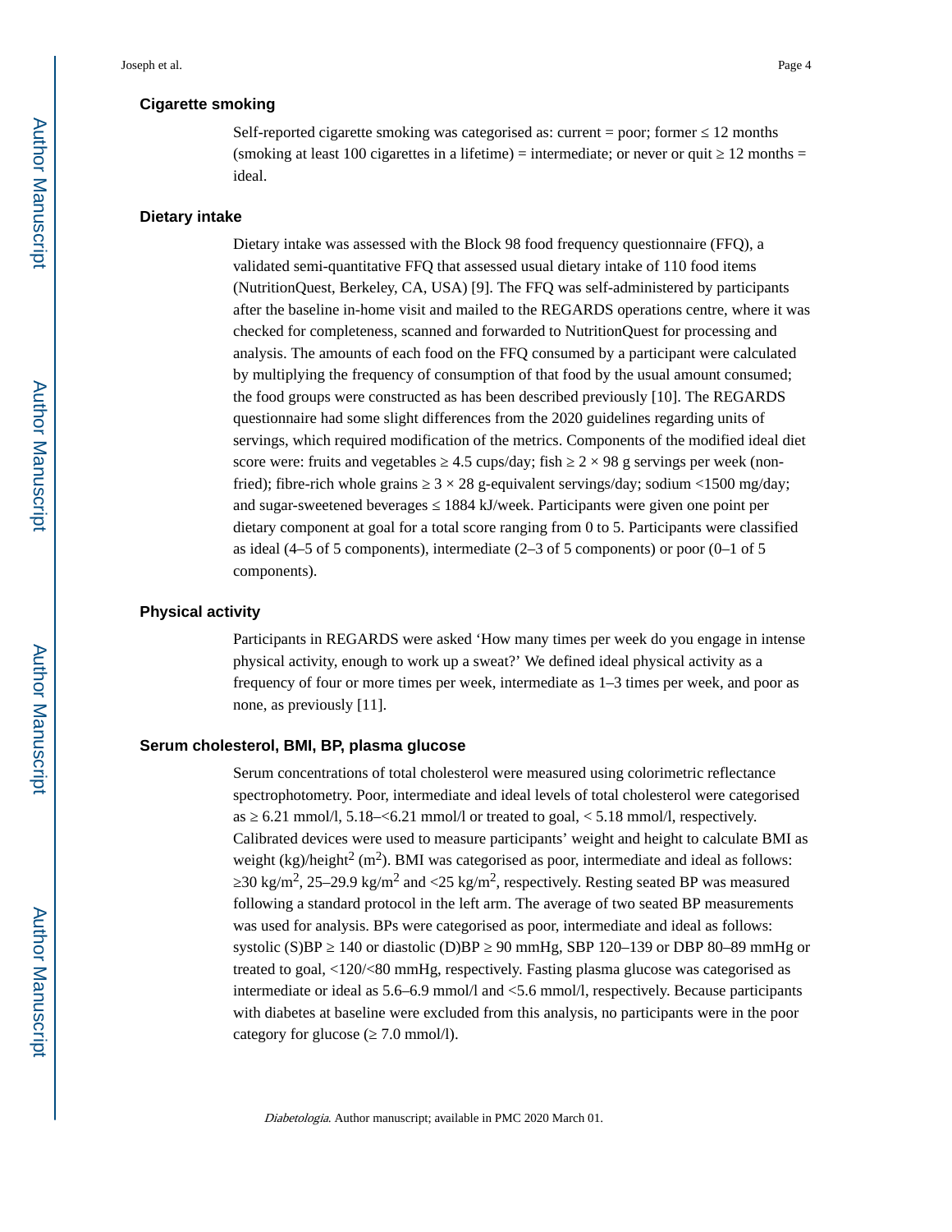### Cigarette smoking

Self-reported cigarette smoking was categorised as: current = poor; former ≤ 12 months (smoking at least 100 cigarettes in a lifetime) = intermediate; or never or quit ≥ 12 months = ideal.

### Dietary intake

Dietary intake was assessed with the Block 98 food frequency questionnaire (FFQ), a validated semi-quantitative FFQ that assessed usual dietary intake of 110 food items (NutritionQuest, Berkeley, CA, USA) [9]. The FFQ was self-administered by participants after the baseline in-home visit and mailed to the REGARDS operations centre, where it was checked for completeness, scanned and forwarded to NutritionQuest for processing and analysis. The amounts of each food on the FFQ consumed by a participant were calculated by multiplying the frequency of consumption of that food by the usual amount consumed; the food groups were constructed as has been described previously [10]. The REGARDS questionnaire had some slight differences from the 2020 guidelines regarding units of servings, which required modification of the metrics. Components of the modified ideal diet score were: fruits and vegetables ≥ 4.5 cups/day; fish ≥ 2 × 98 g servings per week (non-fried); fibre-rich whole grains ≥ 3 × 28 g-equivalent servings/day; sodium <1500 mg/day; and sugar-sweetened beverages ≤ 1884 kJ/week. Participants were given one point per dietary component at goal for a total score ranging from 0 to 5. Participants were classified as ideal (4–5 of 5 components), intermediate (2–3 of 5 components) or poor (0–1 of 5 components).

### Physical activity

Participants in REGARDS were asked ‘How many times per week do you engage in intense physical activity, enough to work up a sweat?’ We defined ideal physical activity as a frequency of four or more times per week, intermediate as 1–3 times per week, and poor as none, as previously [11].

### Serum cholesterol, BMI, BP, plasma glucose

Serum concentrations of total cholesterol were measured using colorimetric reflectance spectrophotometry. Poor, intermediate and ideal levels of total cholesterol were categorised as ≥ 6.21 mmol/l, 5.18–<6.21 mmol/l or treated to goal, < 5.18 mmol/l, respectively. Calibrated devices were used to measure participants’ weight and height to calculate BMI as weight (kg)/height$^2$ (m$^2$). BMI was categorised as poor, intermediate and ideal as follows: ≥30 kg/m$^2$, 25–29.9 kg/m$^2$ and <25 kg/m$^2$, respectively. Resting seated BP was measured following a standard protocol in the left arm. The average of two seated BP measurements was used for analysis. BPs were categorised as poor, intermediate and ideal as follows: systolic (S)BP ≥ 140 or diastolic (D)BP ≥ 90 mmHg, SBP 120–139 or DBP 80–89 mmHg or treated to goal, <120/<80 mmHg, respectively. Fasting plasma glucose was categorised as intermediate or ideal as 5.6–6.9 mmol/l and <5.6 mmol/l, respectively. Because participants with diabetes at baseline were excluded from this analysis, no participants were in the poor category for glucose (≥ 7.0 mmol/l).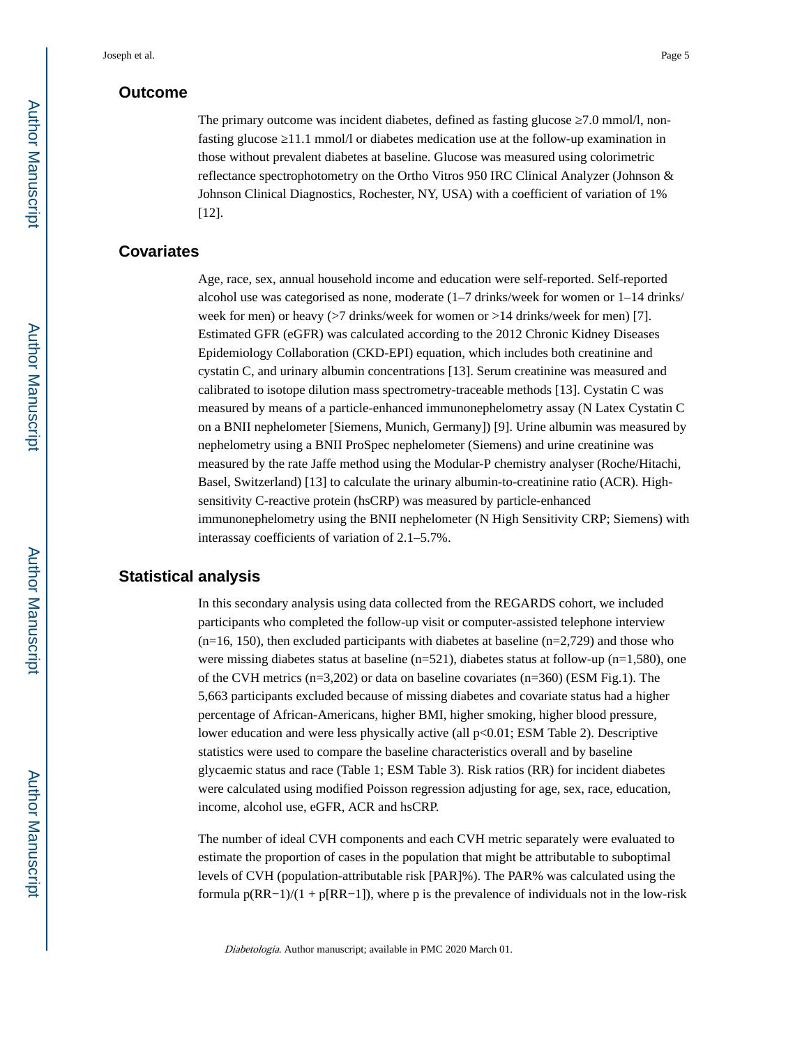## Outcome

The primary outcome was incident diabetes, defined as fasting glucose ≥7.0 mmol/l, non-fasting glucose ≥11.1 mmol/l or diabetes medication use at the follow-up examination in those without prevalent diabetes at baseline. Glucose was measured using colorimetric reflectance spectrophotometry on the Ortho Vitros 950 IRC Clinical Analyzer (Johnson & Johnson Clinical Diagnostics, Rochester, NY, USA) with a coefficient of variation of 1% [12].

## Covariates

Age, race, sex, annual household income and education were self-reported. Self-reported alcohol use was categorised as none, moderate (1–7 drinks/week for women or 1–14 drinks/week for men) or heavy (>7 drinks/week for women or >14 drinks/week for men) [7]. Estimated GFR (eGFR) was calculated according to the 2012 Chronic Kidney Diseases Epidemiology Collaboration (CKD-EPI) equation, which includes both creatinine and cystatin C, and urinary albumin concentrations [13]. Serum creatinine was measured and calibrated to isotope dilution mass spectrometry-traceable methods [13]. Cystatin C was measured by means of a particle-enhanced immunonephelometry assay (N Latex Cystatin C on a BNII nephelometer [Siemens, Munich, Germany]) [9]. Urine albumin was measured by nephelometry using a BNII ProSpec nephelometer (Siemens) and urine creatinine was measured by the rate Jaffe method using the Modular-P chemistry analyser (Roche/Hitachi, Basel, Switzerland) [13] to calculate the urinary albumin-to-creatinine ratio (ACR). High-sensitivity C-reactive protein (hsCRP) was measured by particle-enhanced immunonephelometry using the BNII nephelometer (N High Sensitivity CRP; Siemens) with interassay coefficients of variation of 2.1–5.7%.

## Statistical analysis

In this secondary analysis using data collected from the REGARDS cohort, we included participants who completed the follow-up visit or computer-assisted telephone interview (n=16, 150), then excluded participants with diabetes at baseline (n=2,729) and those who were missing diabetes status at baseline (n=521), diabetes status at follow-up (n=1,580), one of the CVH metrics (n=3,202) or data on baseline covariates (n=360) (ESM Fig.1). The 5,663 participants excluded because of missing diabetes and covariate status had a higher percentage of African-Americans, higher BMI, higher smoking, higher blood pressure, lower education and were less physically active (all $p<0.01$; ESM Table 2). Descriptive statistics were used to compare the baseline characteristics overall and by baseline glycaemic status and race (Table 1; ESM Table 3). Risk ratios (RR) for incident diabetes were calculated using modified Poisson regression adjusting for age, sex, race, education, income, alcohol use, eGFR, ACR and hsCRP.

The number of ideal CVH components and each CVH metric separately were evaluated to estimate the proportion of cases in the population that might be attributable to suboptimal levels of CVH (population-attributable risk [PAR]%). The PAR% was calculated using the formula $p(RR-1)/(1 + p[RR-1])$, where p is the prevalence of individuals not in the low-risk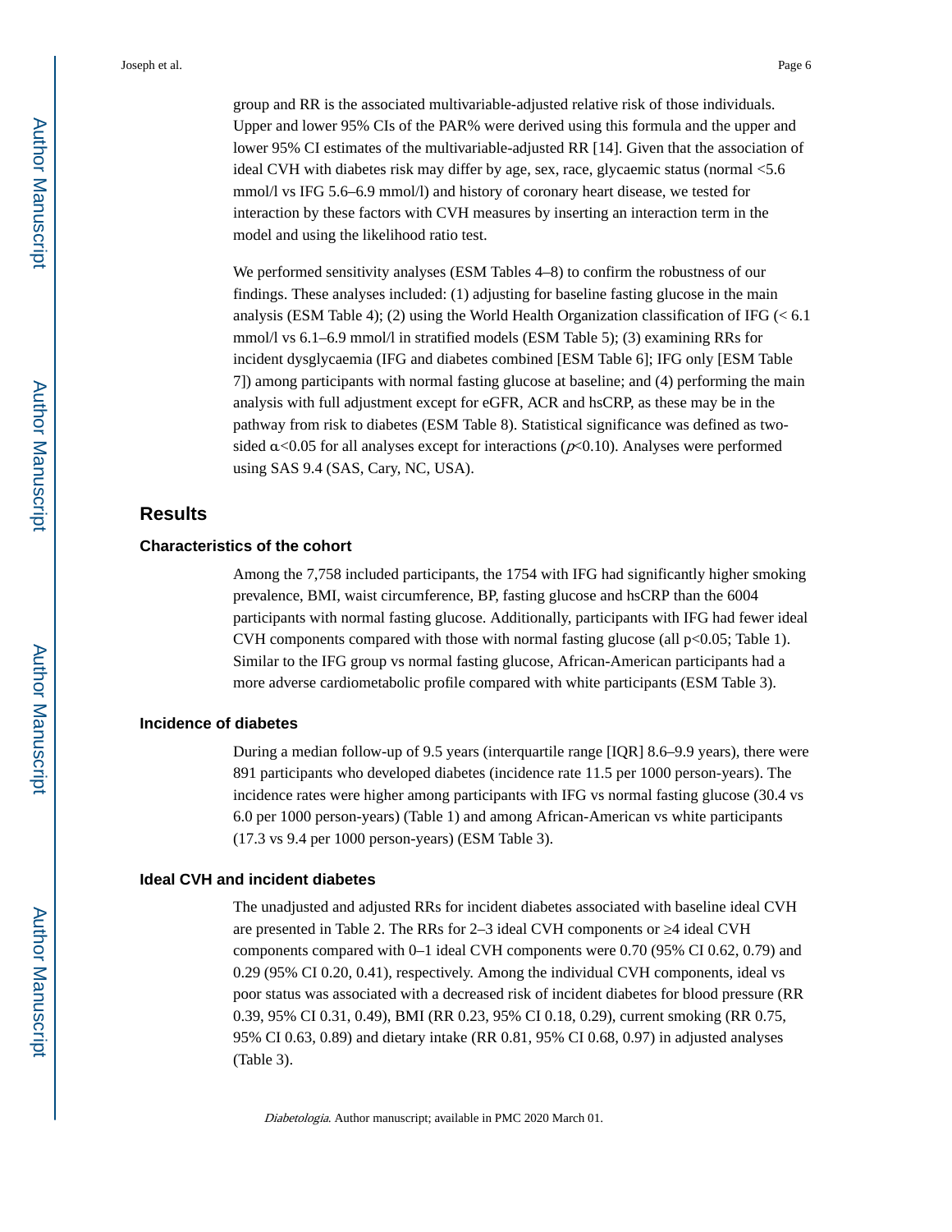group and RR is the associated multivariable-adjusted relative risk of those individuals. Upper and lower 95% CIs of the PAR% were derived using this formula and the upper and lower 95% CI estimates of the multivariable-adjusted RR [14]. Given that the association of ideal CVH with diabetes risk may differ by age, sex, race, glycaemic status (normal <5.6 mmol/l vs IFG 5.6–6.9 mmol/l) and history of coronary heart disease, we tested for interaction by these factors with CVH measures by inserting an interaction term in the model and using the likelihood ratio test.

We performed sensitivity analyses (ESM Tables 4–8) to confirm the robustness of our findings. These analyses included: (1) adjusting for baseline fasting glucose in the main analysis (ESM Table 4); (2) using the World Health Organization classification of IFG (< 6.1 mmol/l vs 6.1–6.9 mmol/l in stratified models (ESM Table 5); (3) examining RRs for incident dysglycaemia (IFG and diabetes combined [ESM Table 6]; IFG only [ESM Table 7]) among participants with normal fasting glucose at baseline; and (4) performing the main analysis with full adjustment except for eGFR, ACR and hsCRP, as these may be in the pathway from risk to diabetes (ESM Table 8). Statistical significance was defined as two-sided $\alpha<0.05$ for all analyses except for interactions ($p<0.10$). Analyses were performed using SAS 9.4 (SAS, Cary, NC, USA).

## Results

### Characteristics of the cohort

Among the 7,758 included participants, the 1754 with IFG had significantly higher smoking prevalence, BMI, waist circumference, BP, fasting glucose and hsCRP than the 6004 participants with normal fasting glucose. Additionally, participants with IFG had fewer ideal CVH components compared with those with normal fasting glucose (all $p<0.05$; Table 1). Similar to the IFG group vs normal fasting glucose, African-American participants had a more adverse cardiometabolic profile compared with white participants (ESM Table 3).

### Incidence of diabetes

During a median follow-up of 9.5 years (interquartile range [IQR] 8.6–9.9 years), there were 891 participants who developed diabetes (incidence rate 11.5 per 1000 person-years). The incidence rates were higher among participants with IFG vs normal fasting glucose (30.4 vs 6.0 per 1000 person-years) (Table 1) and among African-American vs white participants (17.3 vs 9.4 per 1000 person-years) (ESM Table 3).

### Ideal CVH and incident diabetes

The unadjusted and adjusted RRs for incident diabetes associated with baseline ideal CVH are presented in Table 2. The RRs for 2–3 ideal CVH components or ≥4 ideal CVH components compared with 0–1 ideal CVH components were 0.70 (95% CI 0.62, 0.79) and 0.29 (95% CI 0.20, 0.41), respectively. Among the individual CVH components, ideal vs poor status was associated with a decreased risk of incident diabetes for blood pressure (RR 0.39, 95% CI 0.31, 0.49), BMI (RR 0.23, 95% CI 0.18, 0.29), current smoking (RR 0.75, 95% CI 0.63, 0.89) and dietary intake (RR 0.81, 95% CI 0.68, 0.97) in adjusted analyses (Table 3).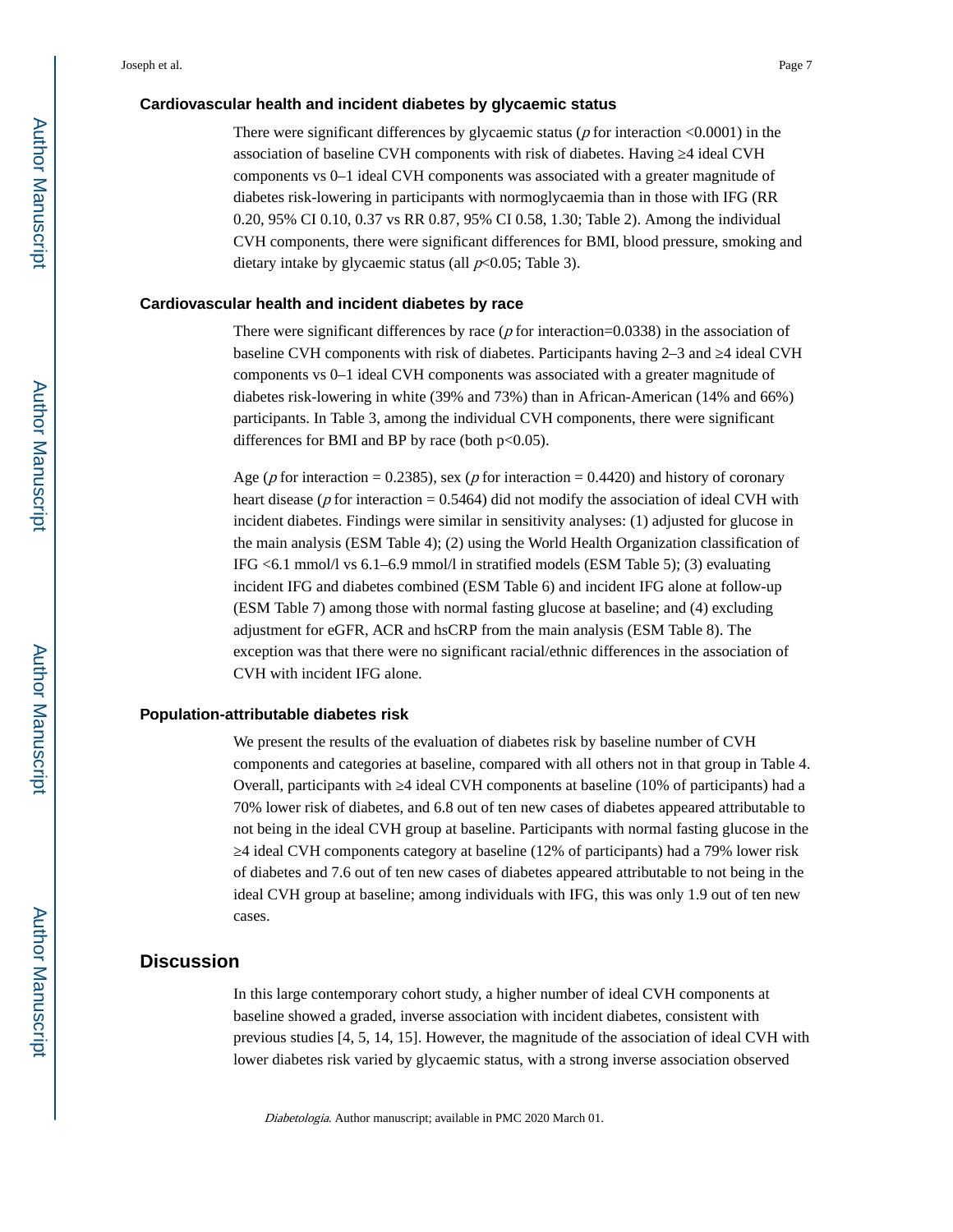### Cardiovascular health and incident diabetes by glycaemic status

There were significant differences by glycaemic status ($p$ for interaction <0.0001) in the association of baseline CVH components with risk of diabetes. Having ≥4 ideal CVH components vs 0–1 ideal CVH components was associated with a greater magnitude of diabetes risk-lowering in participants with normoglycaemia than in those with IFG (RR 0.20, 95% CI 0.10, 0.37 vs RR 0.87, 95% CI 0.58, 1.30; Table 2). Among the individual CVH components, there were significant differences for BMI, blood pressure, smoking and dietary intake by glycaemic status (all $p$<0.05; Table 3).

### Cardiovascular health and incident diabetes by race

There were significant differences by race ($p$ for interaction=0.0338) in the association of baseline CVH components with risk of diabetes. Participants having 2–3 and ≥4 ideal CVH components vs 0–1 ideal CVH components was associated with a greater magnitude of diabetes risk-lowering in white (39% and 73%) than in African-American (14% and 66%) participants. In Table 3, among the individual CVH components, there were significant differences for BMI and BP by race (both p<0.05).

Age ($p$ for interaction = 0.2385), sex ($p$ for interaction = 0.4420) and history of coronary heart disease ($p$ for interaction = 0.5464) did not modify the association of ideal CVH with incident diabetes. Findings were similar in sensitivity analyses: (1) adjusted for glucose in the main analysis (ESM Table 4); (2) using the World Health Organization classification of IFG <6.1 mmol/l vs 6.1–6.9 mmol/l in stratified models (ESM Table 5); (3) evaluating incident IFG and diabetes combined (ESM Table 6) and incident IFG alone at follow-up (ESM Table 7) among those with normal fasting glucose at baseline; and (4) excluding adjustment for eGFR, ACR and hsCRP from the main analysis (ESM Table 8). The exception was that there were no significant racial/ethnic differences in the association of CVH with incident IFG alone.

### Population-attributable diabetes risk

We present the results of the evaluation of diabetes risk by baseline number of CVH components and categories at baseline, compared with all others not in that group in Table 4. Overall, participants with ≥4 ideal CVH components at baseline (10% of participants) had a 70% lower risk of diabetes, and 6.8 out of ten new cases of diabetes appeared attributable to not being in the ideal CVH group at baseline. Participants with normal fasting glucose in the ≥4 ideal CVH components category at baseline (12% of participants) had a 79% lower risk of diabetes and 7.6 out of ten new cases of diabetes appeared attributable to not being in the ideal CVH group at baseline; among individuals with IFG, this was only 1.9 out of ten new cases.

## Discussion

In this large contemporary cohort study, a higher number of ideal CVH components at baseline showed a graded, inverse association with incident diabetes, consistent with previous studies [4, 5, 14, 15]. However, the magnitude of the association of ideal CVH with lower diabetes risk varied by glycaemic status, with a strong inverse association observed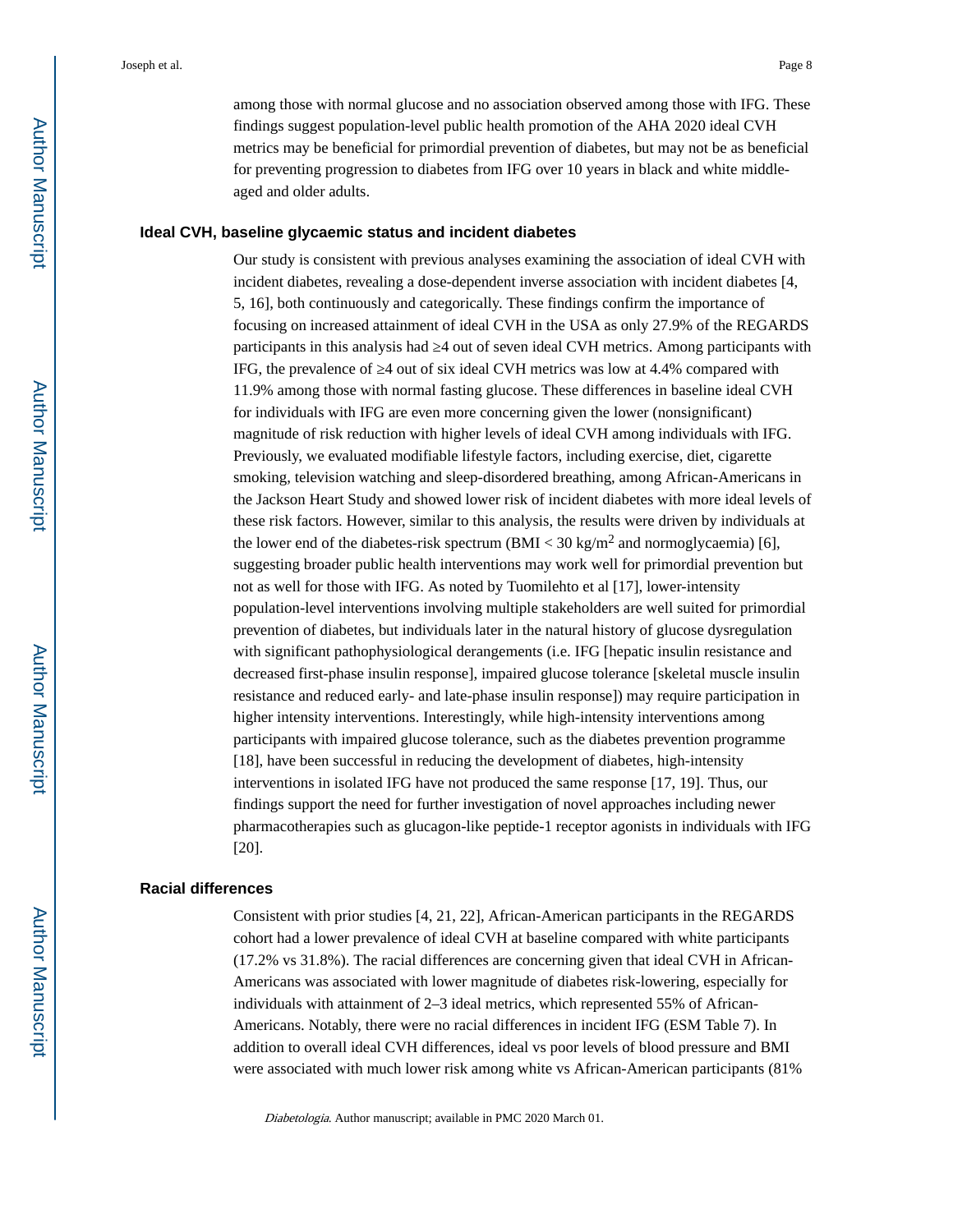among those with normal glucose and no association observed among those with IFG. These findings suggest population-level public health promotion of the AHA 2020 ideal CVH metrics may be beneficial for primordial prevention of diabetes, but may not be as beneficial for preventing progression to diabetes from IFG over 10 years in black and white middle-aged and older adults.

### Ideal CVH, baseline glycaemic status and incident diabetes

Our study is consistent with previous analyses examining the association of ideal CVH with incident diabetes, revealing a dose-dependent inverse association with incident diabetes [4, 5, 16], both continuously and categorically. These findings confirm the importance of focusing on increased attainment of ideal CVH in the USA as only 27.9% of the REGARDS participants in this analysis had ≥4 out of seven ideal CVH metrics. Among participants with IFG, the prevalence of ≥4 out of six ideal CVH metrics was low at 4.4% compared with 11.9% among those with normal fasting glucose. These differences in baseline ideal CVH for individuals with IFG are even more concerning given the lower (nonsignificant) magnitude of risk reduction with higher levels of ideal CVH among individuals with IFG. Previously, we evaluated modifiable lifestyle factors, including exercise, diet, cigarette smoking, television watching and sleep-disordered breathing, among African-Americans in the Jackson Heart Study and showed lower risk of incident diabetes with more ideal levels of these risk factors. However, similar to this analysis, the results were driven by individuals at the lower end of the diabetes-risk spectrum (BMI < 30 kg/m$^2$ and normoglycaemia) [6], suggesting broader public health interventions may work well for primordial prevention but not as well for those with IFG. As noted by Tuomilehto et al [17], lower-intensity population-level interventions involving multiple stakeholders are well suited for primordial prevention of diabetes, but individuals later in the natural history of glucose dysregulation with significant pathophysiological derangements (i.e. IFG [hepatic insulin resistance and decreased first-phase insulin response], impaired glucose tolerance [skeletal muscle insulin resistance and reduced early- and late-phase insulin response]) may require participation in higher intensity interventions. Interestingly, while high-intensity interventions among participants with impaired glucose tolerance, such as the diabetes prevention programme [18], have been successful in reducing the development of diabetes, high-intensity interventions in isolated IFG have not produced the same response [17, 19]. Thus, our findings support the need for further investigation of novel approaches including newer pharmacotherapies such as glucagon-like peptide-1 receptor agonists in individuals with IFG [20].

### Racial differences

Consistent with prior studies [4, 21, 22], African-American participants in the REGARDS cohort had a lower prevalence of ideal CVH at baseline compared with white participants (17.2% vs 31.8%). The racial differences are concerning given that ideal CVH in African-Americans was associated with lower magnitude of diabetes risk-lowering, especially for individuals with attainment of 2–3 ideal metrics, which represented 55% of African-Americans. Notably, there were no racial differences in incident IFG (ESM Table 7). In addition to overall ideal CVH differences, ideal vs poor levels of blood pressure and BMI were associated with much lower risk among white vs African-American participants (81%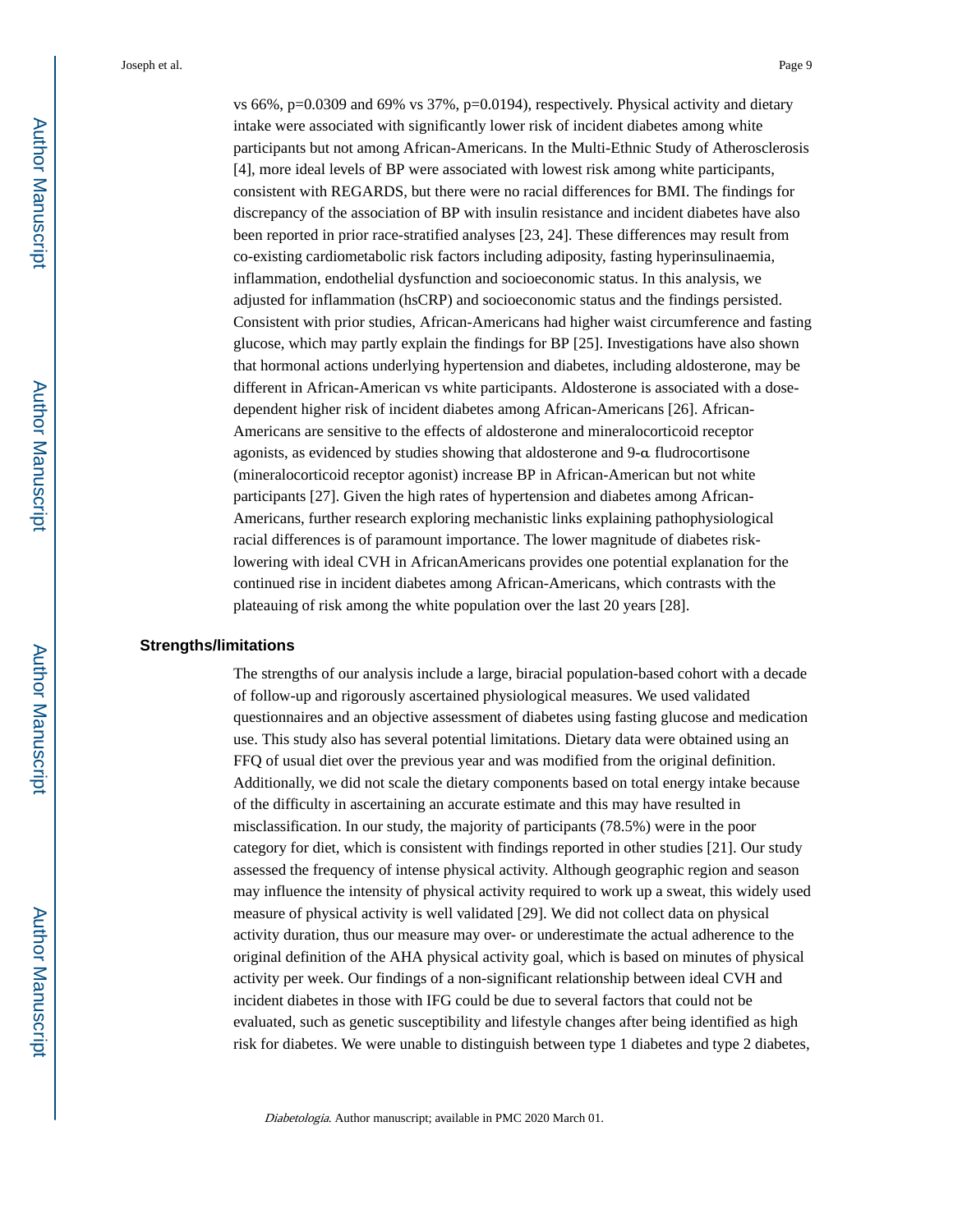vs 66%, p=0.0309 and 69% vs 37%, p=0.0194), respectively. Physical activity and dietary intake were associated with significantly lower risk of incident diabetes among white participants but not among African-Americans. In the Multi-Ethnic Study of Atherosclerosis [4], more ideal levels of BP were associated with lowest risk among white participants, consistent with REGARDS, but there were no racial differences for BMI. The findings for discrepancy of the association of BP with insulin resistance and incident diabetes have also been reported in prior race-stratified analyses [23, 24]. These differences may result from co-existing cardiometabolic risk factors including adiposity, fasting hyperinsulinaemia, inflammation, endothelial dysfunction and socioeconomic status. In this analysis, we adjusted for inflammation (hsCRP) and socioeconomic status and the findings persisted. Consistent with prior studies, African-Americans had higher waist circumference and fasting glucose, which may partly explain the findings for BP [25]. Investigations have also shown that hormonal actions underlying hypertension and diabetes, including aldosterone, may be different in African-American vs white participants. Aldosterone is associated with a dose-dependent higher risk of incident diabetes among African-Americans [26]. African-Americans are sensitive to the effects of aldosterone and mineralocorticoid receptor agonists, as evidenced by studies showing that aldosterone and 9-α fludrocortisone (mineralocorticoid receptor agonist) increase BP in African-American but not white participants [27]. Given the high rates of hypertension and diabetes among African-Americans, further research exploring mechanistic links explaining pathophysiological racial differences is of paramount importance. The lower magnitude of diabetes risk-lowering with ideal CVH in AfricanAmericans provides one potential explanation for the continued rise in incident diabetes among African-Americans, which contrasts with the plateauing of risk among the white population over the last 20 years [28].

### Strengths/limitations

The strengths of our analysis include a large, biracial population-based cohort with a decade of follow-up and rigorously ascertained physiological measures. We used validated questionnaires and an objective assessment of diabetes using fasting glucose and medication use. This study also has several potential limitations. Dietary data were obtained using an FFQ of usual diet over the previous year and was modified from the original definition. Additionally, we did not scale the dietary components based on total energy intake because of the difficulty in ascertaining an accurate estimate and this may have resulted in misclassification. In our study, the majority of participants (78.5%) were in the poor category for diet, which is consistent with findings reported in other studies [21]. Our study assessed the frequency of intense physical activity. Although geographic region and season may influence the intensity of physical activity required to work up a sweat, this widely used measure of physical activity is well validated [29]. We did not collect data on physical activity duration, thus our measure may over- or underestimate the actual adherence to the original definition of the AHA physical activity goal, which is based on minutes of physical activity per week. Our findings of a non-significant relationship between ideal CVH and incident diabetes in those with IFG could be due to several factors that could not be evaluated, such as genetic susceptibility and lifestyle changes after being identified as high risk for diabetes. We were unable to distinguish between type 1 diabetes and type 2 diabetes,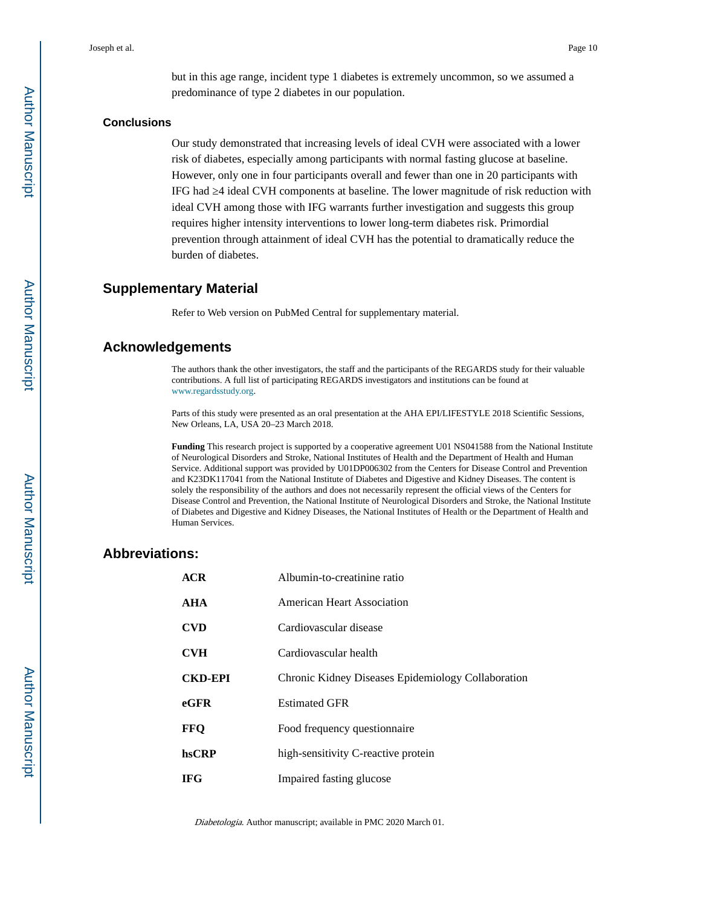but in this age range, incident type 1 diabetes is extremely uncommon, so we assumed a predominance of type 2 diabetes in our population.

### Conclusions

Our study demonstrated that increasing levels of ideal CVH were associated with a lower risk of diabetes, especially among participants with normal fasting glucose at baseline. However, only one in four participants overall and fewer than one in 20 participants with IFG had ≥4 ideal CVH components at baseline. The lower magnitude of risk reduction with ideal CVH among those with IFG warrants further investigation and suggests this group requires higher intensity interventions to lower long-term diabetes risk. Primordial prevention through attainment of ideal CVH has the potential to dramatically reduce the burden of diabetes.

## Supplementary Material

Refer to Web version on PubMed Central for supplementary material.

## Acknowledgements

The authors thank the other investigators, the staff and the participants of the REGARDS study for their valuable contributions. A full list of participating REGARDS investigators and institutions can be found at www.regardsstudy.org.

Parts of this study were presented as an oral presentation at the AHA EPI/LIFESTYLE 2018 Scientific Sessions, New Orleans, LA, USA 20–23 March 2018.

**Funding** This research project is supported by a cooperative agreement U01 NS041588 from the National Institute of Neurological Disorders and Stroke, National Institutes of Health and the Department of Health and Human Service. Additional support was provided by U01DP006302 from the Centers for Disease Control and Prevention and K23DK117041 from the National Institute of Diabetes and Digestive and Kidney Diseases. The content is solely the responsibility of the authors and does not necessarily represent the official views of the Centers for Disease Control and Prevention, the National Institute of Neurological Disorders and Stroke, the National Institute of Diabetes and Digestive and Kidney Diseases, the National Institutes of Health or the Department of Health and Human Services.

## Abbreviations:

| | |
|---|---|
| **ACR** | Albumin-to-creatinine ratio |
| **AHA** | American Heart Association |
| **CVD** | Cardiovascular disease |
| **CVH** | Cardiovascular health |
| **CKD-EPI** | Chronic Kidney Diseases Epidemiology Collaboration |
| **eGFR** | Estimated GFR |
| **FFQ** | Food frequency questionnaire |
| **hsCRP** | high-sensitivity C-reactive protein |
| **IFG** | Impaired fasting glucose |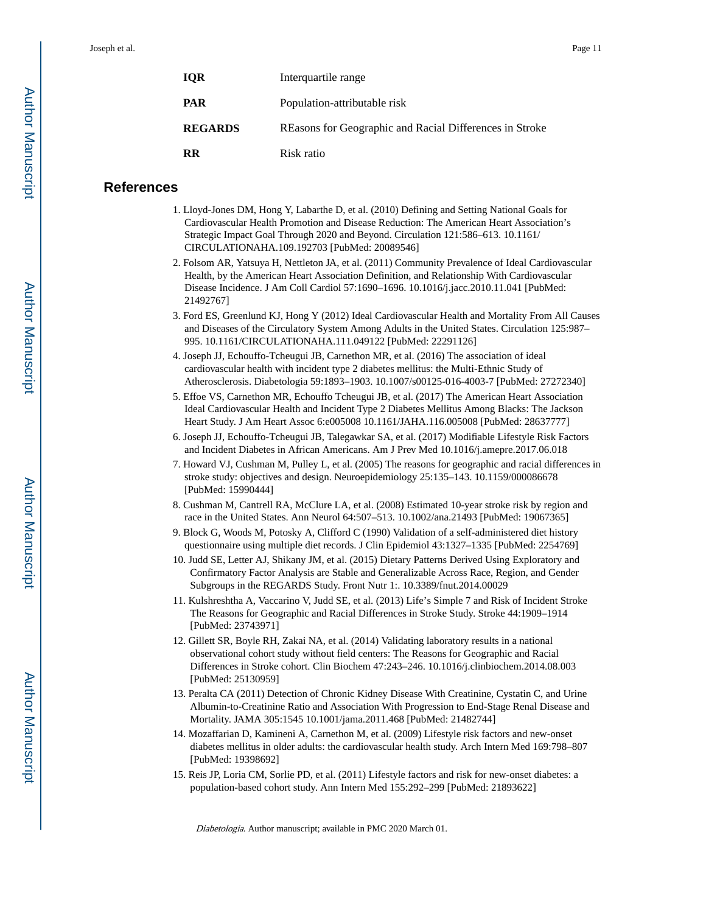| | |
|---|---|
| **IQR** | Interquartile range |
| **PAR** | Population-attributable risk |
| **REGARDS** | REasons for Geographic and Racial Differences in Stroke |
| **RR** | Risk ratio |

## References

1. Lloyd-Jones DM, Hong Y, Labarthe D, et al. (2010) Defining and Setting National Goals for Cardiovascular Health Promotion and Disease Reduction: The American Heart Association's Strategic Impact Goal Through 2020 and Beyond. Circulation 121:586–613. 10.1161/CIRCULATIONAHA.109.192703 [PubMed: 20089546]
2. Folsom AR, Yatsuya H, Nettleton JA, et al. (2011) Community Prevalence of Ideal Cardiovascular Health, by the American Heart Association Definition, and Relationship With Cardiovascular Disease Incidence. J Am Coll Cardiol 57:1690–1696. 10.1016/j.jacc.2010.11.041 [PubMed: 21492767]
3. Ford ES, Greenlund KJ, Hong Y (2012) Ideal Cardiovascular Health and Mortality From All Causes and Diseases of the Circulatory System Among Adults in the United States. Circulation 125:987–995. 10.1161/CIRCULATIONAHA.111.049122 [PubMed: 22291126]
4. Joseph JJ, Echouffo-Tcheugui JB, Carnethon MR, et al. (2016) The association of ideal cardiovascular health with incident type 2 diabetes mellitus: the Multi-Ethnic Study of Atherosclerosis. Diabetologia 59:1893–1903. 10.1007/s00125-016-4003-7 [PubMed: 27272340]
5. Effoe VS, Carnethon MR, Echouffo Tcheugui JB, et al. (2017) The American Heart Association Ideal Cardiovascular Health and Incident Type 2 Diabetes Mellitus Among Blacks: The Jackson Heart Study. J Am Heart Assoc 6:e005008 10.1161/JAHA.116.005008 [PubMed: 28637777]
6. Joseph JJ, Echouffo-Tcheugui JB, Talegawkar SA, et al. (2017) Modifiable Lifestyle Risk Factors and Incident Diabetes in African Americans. Am J Prev Med 10.1016/j.amepre.2017.06.018
7. Howard VJ, Cushman M, Pulley L, et al. (2005) The reasons for geographic and racial differences in stroke study: objectives and design. Neuroepidemiology 25:135–143. 10.1159/000086678 [PubMed: 15990444]
8. Cushman M, Cantrell RA, McClure LA, et al. (2008) Estimated 10-year stroke risk by region and race in the United States. Ann Neurol 64:507–513. 10.1002/ana.21493 [PubMed: 19067365]
9. Block G, Woods M, Potosky A, Clifford C (1990) Validation of a self-administered diet history questionnaire using multiple diet records. J Clin Epidemiol 43:1327–1335 [PubMed: 2254769]
10. Judd SE, Letter AJ, Shikany JM, et al. (2015) Dietary Patterns Derived Using Exploratory and Confirmatory Factor Analysis are Stable and Generalizable Across Race, Region, and Gender Subgroups in the REGARDS Study. Front Nutr 1:. 10.3389/fnut.2014.00029
11. Kulshreshtha A, Vaccarino V, Judd SE, et al. (2013) Life's Simple 7 and Risk of Incident Stroke The Reasons for Geographic and Racial Differences in Stroke Study. Stroke 44:1909–1914 [PubMed: 23743971]
12. Gillett SR, Boyle RH, Zakai NA, et al. (2014) Validating laboratory results in a national observational cohort study without field centers: The Reasons for Geographic and Racial Differences in Stroke cohort. Clin Biochem 47:243–246. 10.1016/j.clinbiochem.2014.08.003 [PubMed: 25130959]
13. Peralta CA (2011) Detection of Chronic Kidney Disease With Creatinine, Cystatin C, and Urine Albumin-to-Creatinine Ratio and Association With Progression to End-Stage Renal Disease and Mortality. JAMA 305:1545 10.1001/jama.2011.468 [PubMed: 21482744]
14. Mozaffarian D, Kamineni A, Carnethon M, et al. (2009) Lifestyle risk factors and new-onset diabetes mellitus in older adults: the cardiovascular health study. Arch Intern Med 169:798–807 [PubMed: 19398692]
15. Reis JP, Loria CM, Sorlie PD, et al. (2011) Lifestyle factors and risk for new-onset diabetes: a population-based cohort study. Ann Intern Med 155:292–299 [PubMed: 21893622]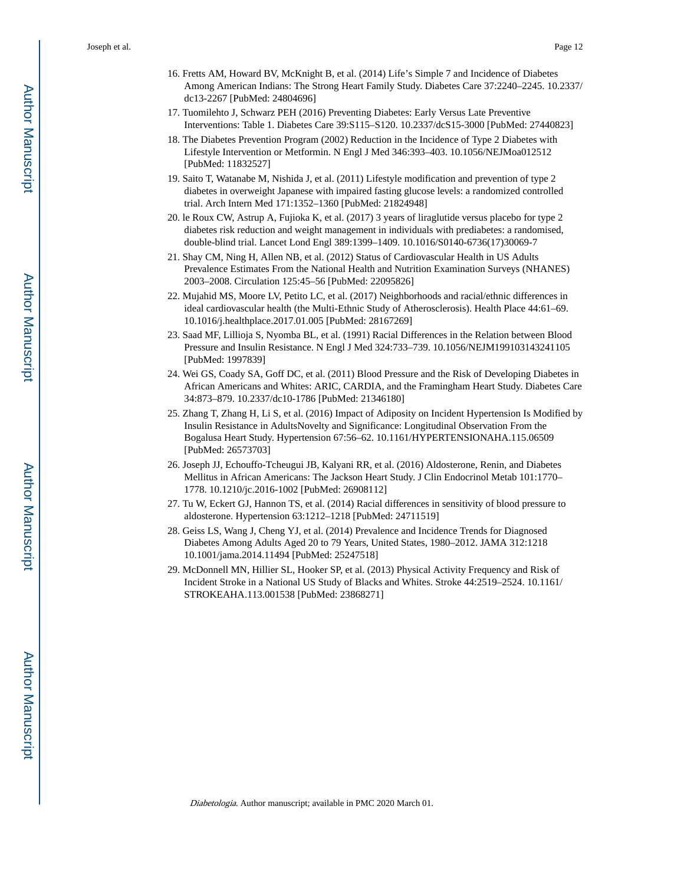16. Fretts AM, Howard BV, McKnight B, et al. (2014) Life's Simple 7 and Incidence of Diabetes Among American Indians: The Strong Heart Family Study. Diabetes Care 37:2240–2245. 10.2337/dc13-2267 [PubMed: 24804696]
17. Tuomilehto J, Schwarz PEH (2016) Preventing Diabetes: Early Versus Late Preventive Interventions: Table 1. Diabetes Care 39:S115–S120. 10.2337/dcS15-3000 [PubMed: 27440823]
18. The Diabetes Prevention Program (2002) Reduction in the Incidence of Type 2 Diabetes with Lifestyle Intervention or Metformin. N Engl J Med 346:393–403. 10.1056/NEJMoa012512 [PubMed: 11832527]
19. Saito T, Watanabe M, Nishida J, et al. (2011) Lifestyle modification and prevention of type 2 diabetes in overweight Japanese with impaired fasting glucose levels: a randomized controlled trial. Arch Intern Med 171:1352–1360 [PubMed: 21824948]
20. le Roux CW, Astrup A, Fujioka K, et al. (2017) 3 years of liraglutide versus placebo for type 2 diabetes risk reduction and weight management in individuals with prediabetes: a randomised, double-blind trial. Lancet Lond Engl 389:1399–1409. 10.1016/S0140-6736(17)30069-7
21. Shay CM, Ning H, Allen NB, et al. (2012) Status of Cardiovascular Health in US Adults Prevalence Estimates From the National Health and Nutrition Examination Surveys (NHANES) 2003–2008. Circulation 125:45–56 [PubMed: 22095826]
22. Mujahid MS, Moore LV, Petito LC, et al. (2017) Neighborhoods and racial/ethnic differences in ideal cardiovascular health (the Multi-Ethnic Study of Atherosclerosis). Health Place 44:61–69. 10.1016/j.healthplace.2017.01.005 [PubMed: 28167269]
23. Saad MF, Lillioja S, Nyomba BL, et al. (1991) Racial Differences in the Relation between Blood Pressure and Insulin Resistance. N Engl J Med 324:733–739. 10.1056/NEJM199103143241105 [PubMed: 1997839]
24. Wei GS, Coady SA, Goff DC, et al. (2011) Blood Pressure and the Risk of Developing Diabetes in African Americans and Whites: ARIC, CARDIA, and the Framingham Heart Study. Diabetes Care 34:873–879. 10.2337/dc10-1786 [PubMed: 21346180]
25. Zhang T, Zhang H, Li S, et al. (2016) Impact of Adiposity on Incident Hypertension Is Modified by Insulin Resistance in AdultsNovelty and Significance: Longitudinal Observation From the Bogalusa Heart Study. Hypertension 67:56–62. 10.1161/HYPERTENSIONAHA.115.06509 [PubMed: 26573703]
26. Joseph JJ, Echouffo-Tcheugui JB, Kalyani RR, et al. (2016) Aldosterone, Renin, and Diabetes Mellitus in African Americans: The Jackson Heart Study. J Clin Endocrinol Metab 101:1770–1778. 10.1210/jc.2016-1002 [PubMed: 26908112]
27. Tu W, Eckert GJ, Hannon TS, et al. (2014) Racial differences in sensitivity of blood pressure to aldosterone. Hypertension 63:1212–1218 [PubMed: 24711519]
28. Geiss LS, Wang J, Cheng YJ, et al. (2014) Prevalence and Incidence Trends for Diagnosed Diabetes Among Adults Aged 20 to 79 Years, United States, 1980–2012. JAMA 312:1218 10.1001/jama.2014.11494 [PubMed: 25247518]
29. McDonnell MN, Hillier SL, Hooker SP, et al. (2013) Physical Activity Frequency and Risk of Incident Stroke in a National US Study of Blacks and Whites. Stroke 44:2519–2524. 10.1161/STROKEAHA.113.001538 [PubMed: 23868271]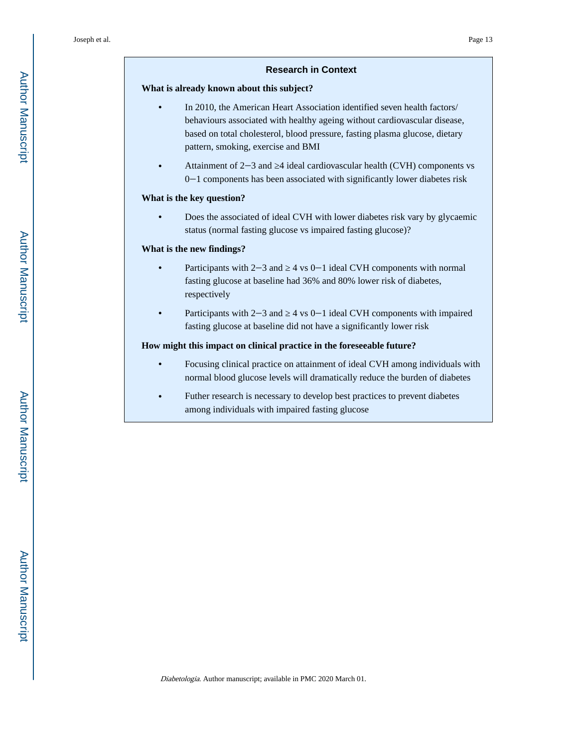## Research in Context

**What is already known about this subject?**

- In 2010, the American Heart Association identified seven health factors/ behaviours associated with healthy ageing without cardiovascular disease, based on total cholesterol, blood pressure, fasting plasma glucose, dietary pattern, smoking, exercise and BMI
- Attainment of 2−3 and ≥4 ideal cardiovascular health (CVH) components vs 0−1 components has been associated with significantly lower diabetes risk

**What is the key question?**

- Does the associated of ideal CVH with lower diabetes risk vary by glycaemic status (normal fasting glucose vs impaired fasting glucose)?

**What is the new findings?**

- Participants with 2−3 and ≥ 4 vs 0−1 ideal CVH components with normal fasting glucose at baseline had 36% and 80% lower risk of diabetes, respectively
- Participants with 2−3 and ≥ 4 vs 0−1 ideal CVH components with impaired fasting glucose at baseline did not have a significantly lower risk

**How might this impact on clinical practice in the foreseeable future?**

- Focusing clinical practice on attainment of ideal CVH among individuals with normal blood glucose levels will dramatically reduce the burden of diabetes
- Futher research is necessary to develop best practices to prevent diabetes among individuals with impaired fasting glucose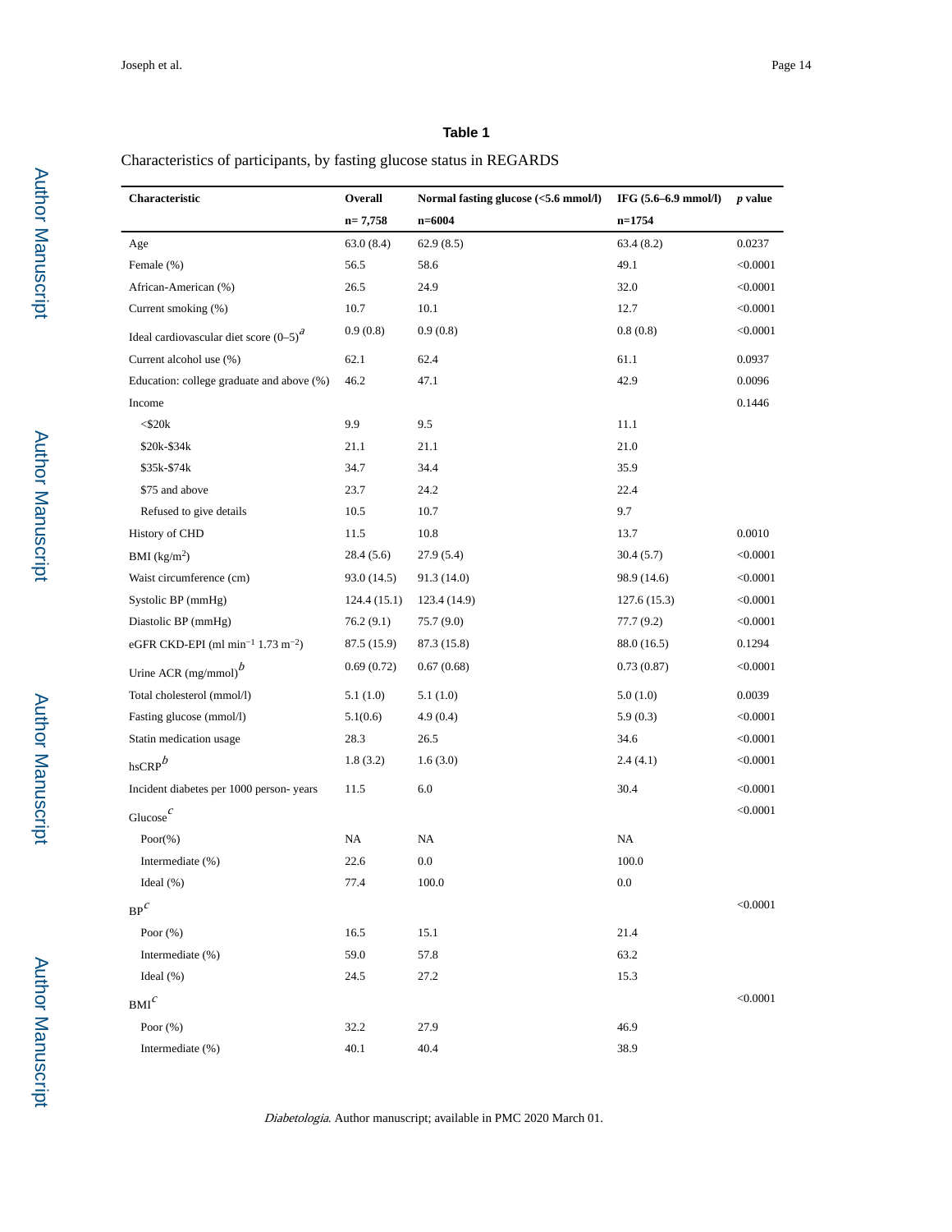**Table 1**

Characteristics of participants, by fasting glucose status in REGARDS

| Characteristic | Overall | Normal fasting glucose (<5.6 mmol/l) | IFG (5.6–6.9 mmol/l) | *p* value |
|---|---|---|---|---|
| | n= 7,758 | n=6004 | n=1754 | |
| Age | 63.0 (8.4) | 62.9 (8.5) | 63.4 (8.2) | 0.0237 |
| Female (%) | 56.5 | 58.6 | 49.1 | <0.0001 |
| African-American (%) | 26.5 | 24.9 | 32.0 | <0.0001 |
| Current smoking (%) | 10.7 | 10.1 | 12.7 | <0.0001 |
| Ideal cardiovascular diet score (0–5)[a] | 0.9 (0.8) | 0.9 (0.8) | 0.8 (0.8) | <0.0001 |
| Current alcohol use (%) | 62.1 | 62.4 | 61.1 | 0.0937 |
| Education: college graduate and above (%) | 46.2 | 47.1 | 42.9 | 0.0096 |
| Income | | | | 0.1446 |
| <$20k | 9.9 | 9.5 | 11.1 | |
| $20k-$34k | 21.1 | 21.1 | 21.0 | |
| $35k-$74k | 34.7 | 34.4 | 35.9 | |
| $75 and above | 23.7 | 24.2 | 22.4 | |
| Refused to give details | 10.5 | 10.7 | 9.7 | |
| History of CHD | 11.5 | 10.8 | 13.7 | 0.0010 |
| BMI (kg/m$^2$) | 28.4 (5.6) | 27.9 (5.4) | 30.4 (5.7) | <0.0001 |
| Waist circumference (cm) | 93.0 (14.5) | 91.3 (14.0) | 98.9 (14.6) | <0.0001 |
| Systolic BP (mmHg) | 124.4 (15.1) | 123.4 (14.9) | 127.6 (15.3) | <0.0001 |
| Diastolic BP (mmHg) | 76.2 (9.1) | 75.7 (9.0) | 77.7 (9.2) | <0.0001 |
| eGFR CKD-EPI (ml min$^{-1}$ 1.73 m$^{-2}$) | 87.5 (15.9) | 87.3 (15.8) | 88.0 (16.5) | 0.1294 |
| Urine ACR (mg/mmol)[b] | 0.69 (0.72) | 0.67 (0.68) | 0.73 (0.87) | <0.0001 |
| Total cholesterol (mmol/l) | 5.1 (1.0) | 5.1 (1.0) | 5.0 (1.0) | 0.0039 |
| Fasting glucose (mmol/l) | 5.1(0.6) | 4.9 (0.4) | 5.9 (0.3) | <0.0001 |
| Statin medication usage | 28.3 | 26.5 | 34.6 | <0.0001 |
| hsCRP[b] | 1.8 (3.2) | 1.6 (3.0) | 2.4 (4.1) | <0.0001 |
| Incident diabetes per 1000 person- years | 11.5 | 6.0 | 30.4 | <0.0001 |
| Glucose[c] | | | | <0.0001 |
| Poor(%) | NA | NA | NA | |
| Intermediate (%) | 22.6 | 0.0 | 100.0 | |
| Ideal (%) | 77.4 | 100.0 | 0.0 | |
| BP[c] | | | | <0.0001 |
| Poor (%) | 16.5 | 15.1 | 21.4 | |
| Intermediate (%) | 59.0 | 57.8 | 63.2 | |
| Ideal (%) | 24.5 | 27.2 | 15.3 | |
| BMI[c] | | | | <0.0001 |
| Poor (%) | 32.2 | 27.9 | 46.9 | |
| Intermediate (%) | 40.1 | 40.4 | 38.9 | |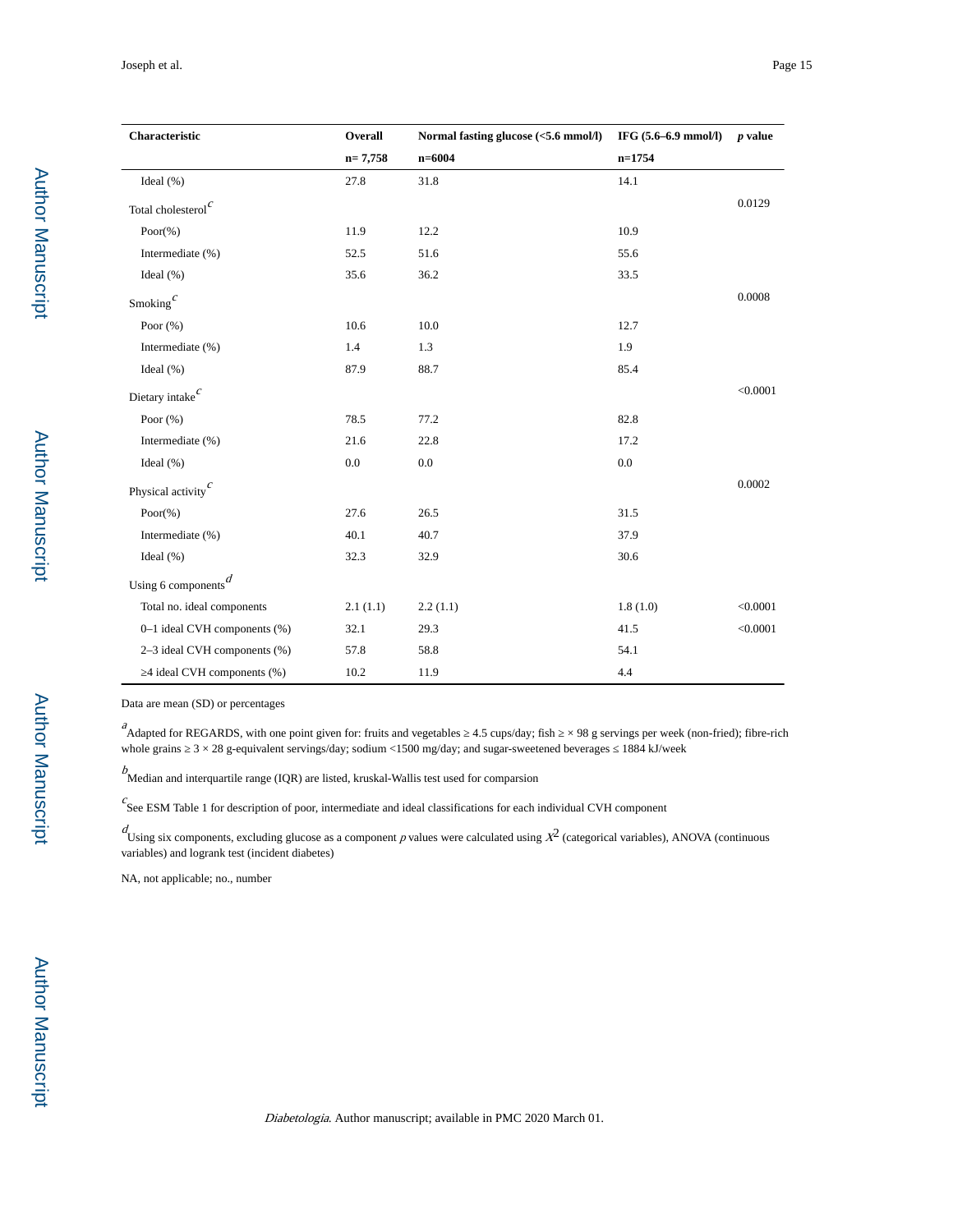| Characteristic | Overall | Normal fasting glucose (<5.6 mmol/l) | IFG (5.6–6.9 mmol/l) | *p* value |
|---|---|---|---|---|
| | n= 7,758 | n=6004 | n=1754 | |
| Ideal (%) | 27.8 | 31.8 | 14.1 | |
| Total cholesterol[c] | | | | 0.0129 |
| Poor(%) | 11.9 | 12.2 | 10.9 | |
| Intermediate (%) | 52.5 | 51.6 | 55.6 | |
| Ideal (%) | 35.6 | 36.2 | 33.5 | |
| Smoking[c] | | | | 0.0008 |
| Poor (%) | 10.6 | 10.0 | 12.7 | |
| Intermediate (%) | 1.4 | 1.3 | 1.9 | |
| Ideal (%) | 87.9 | 88.7 | 85.4 | |
| Dietary intake[c] | | | | <0.0001 |
| Poor (%) | 78.5 | 77.2 | 82.8 | |
| Intermediate (%) | 21.6 | 22.8 | 17.2 | |
| Ideal (%) | 0.0 | 0.0 | 0.0 | |
| Physical activity[c] | | | | 0.0002 |
| Poor(%) | 27.6 | 26.5 | 31.5 | |
| Intermediate (%) | 40.1 | 40.7 | 37.9 | |
| Ideal (%) | 32.3 | 32.9 | 30.6 | |
| Using 6 components[d] | | | | |
| Total no. ideal components | 2.1 (1.1) | 2.2 (1.1) | 1.8 (1.0) | <0.0001 |
| 0–1 ideal CVH components (%) | 32.1 | 29.3 | 41.5 | <0.0001 |
| 2–3 ideal CVH components (%) | 57.8 | 58.8 | 54.1 | |
| ≥4 ideal CVH components (%) | 10.2 | 11.9 | 4.4 | |

Data are mean (SD) or percentages

[a]Adapted for REGARDS, with one point given for: fruits and vegetables ≥ 4.5 cups/day; fish ≥ × 98 g servings per week (non-fried); fibre-rich whole grains ≥ 3 × 28 g-equivalent servings/day; sodium <1500 mg/day; and sugar-sweetened beverages ≤ 1884 kJ/week

[b]Median and interquartile range (IQR) are listed, kruskal-Wallis test used for comparsion

[c]See ESM Table 1 for description of poor, intermediate and ideal classifications for each individual CVH component

[d]Using six components, excluding glucose as a component *p* values were calculated using $X^2$ (categorical variables), ANOVA (continuous variables) and logrank test (incident diabetes)

NA, not applicable; no., number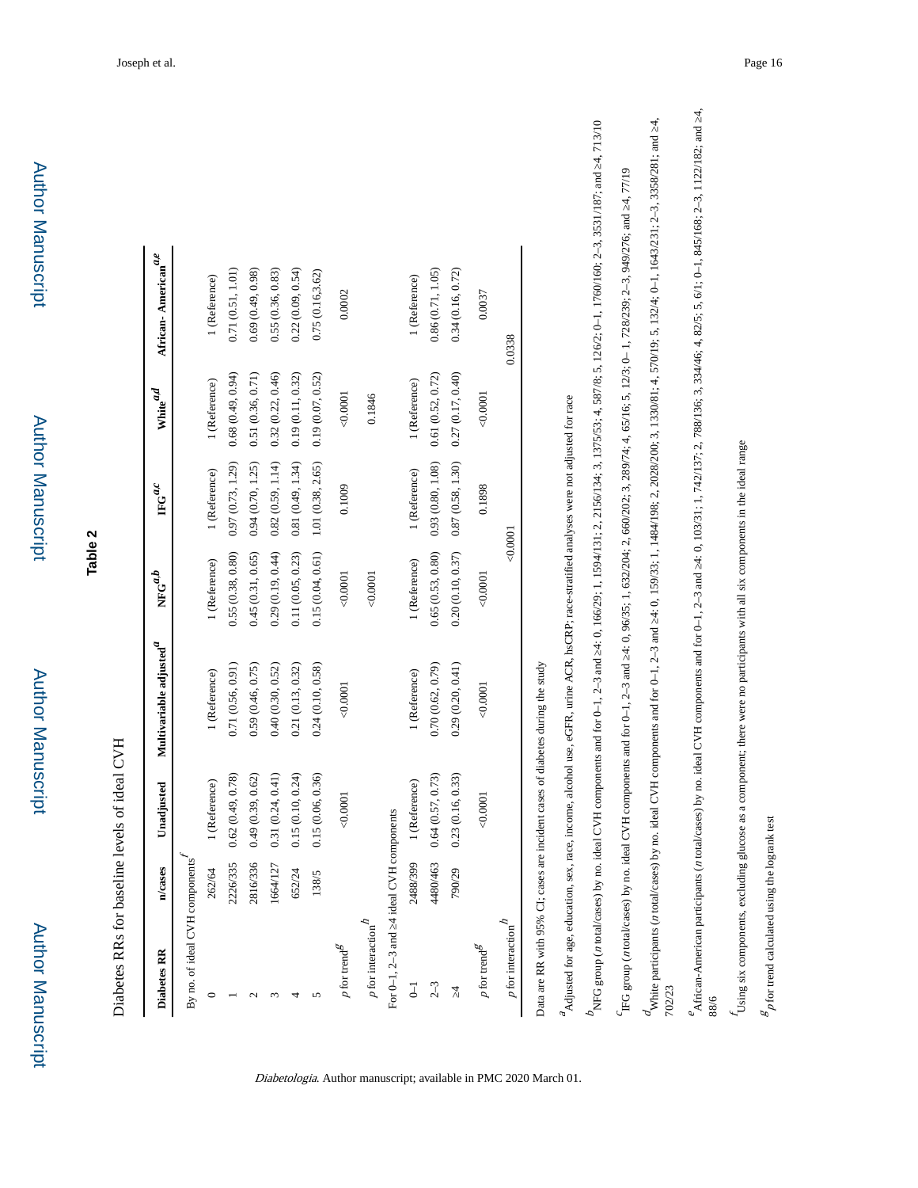**Table 2**

Diabetes RRs for baseline levels of ideal CVH

| Diabetes RR | n/cases | Unadjusted | Multivariable adjusted[a] | NFG[a,b] | IFG[a,c] | White[a,d] | African- American[a,e] |
|---|---|---|---|---|---|---|---|
| By no. of ideal CVH components[f] | | | | | | | |
| 0 | 262/64 | 1 (Reference) | 1 (Reference) | 1 (Reference) | 1 (Reference) | 1 (Reference) | 1 (Reference) |
| 1 | 2226/335 | 0.62 (0.49, 0.78) | 0.71 (0.56, 0.91) | 0.55 (0.38, 0.80) | 0.97 (0.73, 1.29) | 0.68 (0.49, 0.94) | 0.71 (0.51, 1.01) |
| 2 | 2816/336 | 0.49 (0.39, 0.62) | 0.59 (0.46, 0.75) | 0.45 (0.31, 0.65) | 0.94 (0.70, 1.25) | 0.51 (0.36, 0.71) | 0.69 (0.49, 0.98) |
| 3 | 1664/127 | 0.31 (0.24, 0.41) | 0.40 (0.30, 0.52) | 0.29 (0.19, 0.44) | 0.82 (0.59, 1.14) | 0.32 (0.22, 0.46) | 0.55 (0.36, 0.83) |
| 4 | 652/24 | 0.15 (0.10, 0.24) | 0.21 (0.13, 0.32) | 0.11 (0.05, 0.23) | 0.81 (0.49, 1.34) | 0.19 (0.11, 0.32) | 0.22 (0.09, 0.54) |
| 5 | 138/5 | 0.15 (0.06, 0.36) | 0.24 (0.10, 0.58) | 0.15 (0.04, 0.61) | 1.01 (0.38, 2.65) | 0.19 (0.07, 0.52) | 0.75 (0.16,3.62) |
| $p$ for trend[g] | | <0.0001 | <0.0001 | <0.0001 | 0.1009 | <0.0001 | 0.0002 |
| $p$ for interaction[h] | | | | <0.0001 | | 0.1846 | |
| For 0–1, 2–3 and ≥4 ideal CVH components | | | | | | | |
| 0–1 | 2488/399 | 1 (Reference) | 1 (Reference) | 1 (Reference) | 1 (Reference) | 1 (Reference) | 1 (Reference) |
| 2–3 | 4480/463 | 0.64 (0.57, 0.73) | 0.70 (0.62, 0.79) | 0.65 (0.53, 0.80) | 0.93 (0.80, 1.08) | 0.61 (0.52, 0.72) | 0.86 (0.71, 1.05) |
| ≥4 | 790/29 | 0.23 (0.16, 0.33) | 0.29 (0.20, 0.41) | 0.20 (0.10, 0.37) | 0.87 (0.58, 1.30) | 0.27 (0.17, 0.40) | 0.34 (0.16, 0.72) |
| $p$ for trend[g] | | <0.0001 | <0.0001 | <0.0001 | 0.1898 | <0.0001 | 0.0037 |
| $p$ for interaction[h] | | | | <0.0001 | | 0.0338 | |

Data are RR with 95% CI; cases are incident cases of diabetes during the study

[a] Adjusted for age, education, sex, race, income, alcohol use, eGFR, urine ACR, hsCRP; race-stratified analyses were not adjusted for race

[b] NFG group (*n* total/cases) by no. ideal CVH components and for 0–1, 2–3 and ≥4: 0, 166/29; 1, 1594/131; 2, 2156/134; 3, 1375/53; 4, 587/8; 5, 126/2; 0–1, 1760/160; 2–3, 3531/187; and ≥4, 713/10

[c] IFG group (*n* total/cases) by no. ideal CVH components and for 0–1, 2–3 and ≥4: 0, 96/35; 1, 632/204; 2, 660/202; 3, 289/74; 4, 65/16; 5, 12/3; 0– 1, 728/239; 2–3, 949/276; and ≥4, 77/19

[d] White participants (*n* total/cases) by no. ideal CVH components and for 0–1, 2–3 and ≥4: 0, 159/33; 1, 1484/198; 2, 2028/200; 3, 1330/81; 4, 570/19; 5, 132/4; 0–1, 1643/231; 2–3, 3358/281; and ≥4, 702/23

[e] African-American participants (*n* total/cases) by no. ideal CVH components and for 0–1, 2–3 and ≥4: 0, 103/31; 1, 742/137; 2, 788/136; 3, 334/46; 4, 82/5; 5, 6/1; 0–1, 845/168; 2–3, 1122/182; and ≥4, 88/6

[f] Using six components, excluding glucose as a component; there were no participants with all six components in the ideal range

[g] $p$ for trend calculated using the logrank test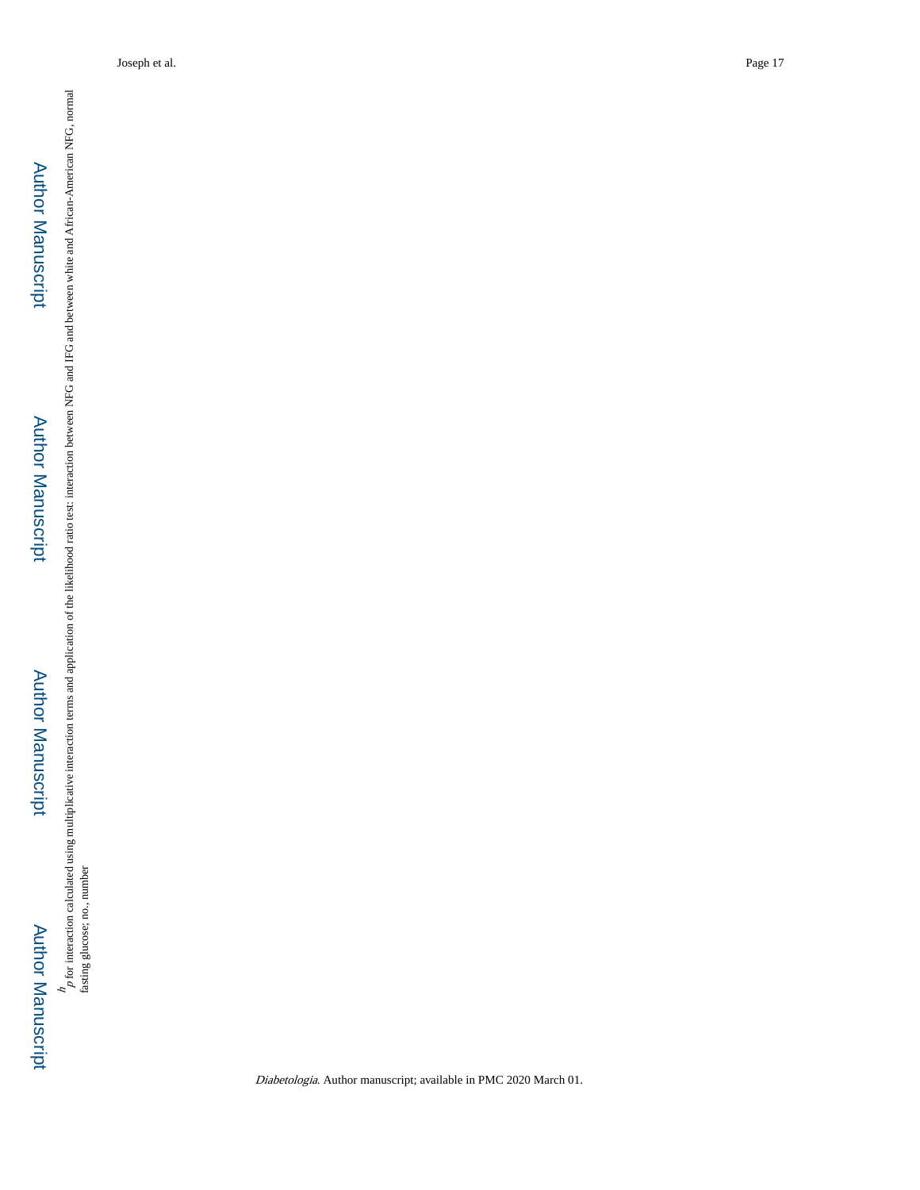[h] p for interaction calculated using multiplicative interaction terms and application of the likelihood ratio test: interaction between NFG and IFG and between white and African-American NFG, normal fasting glucose; no., number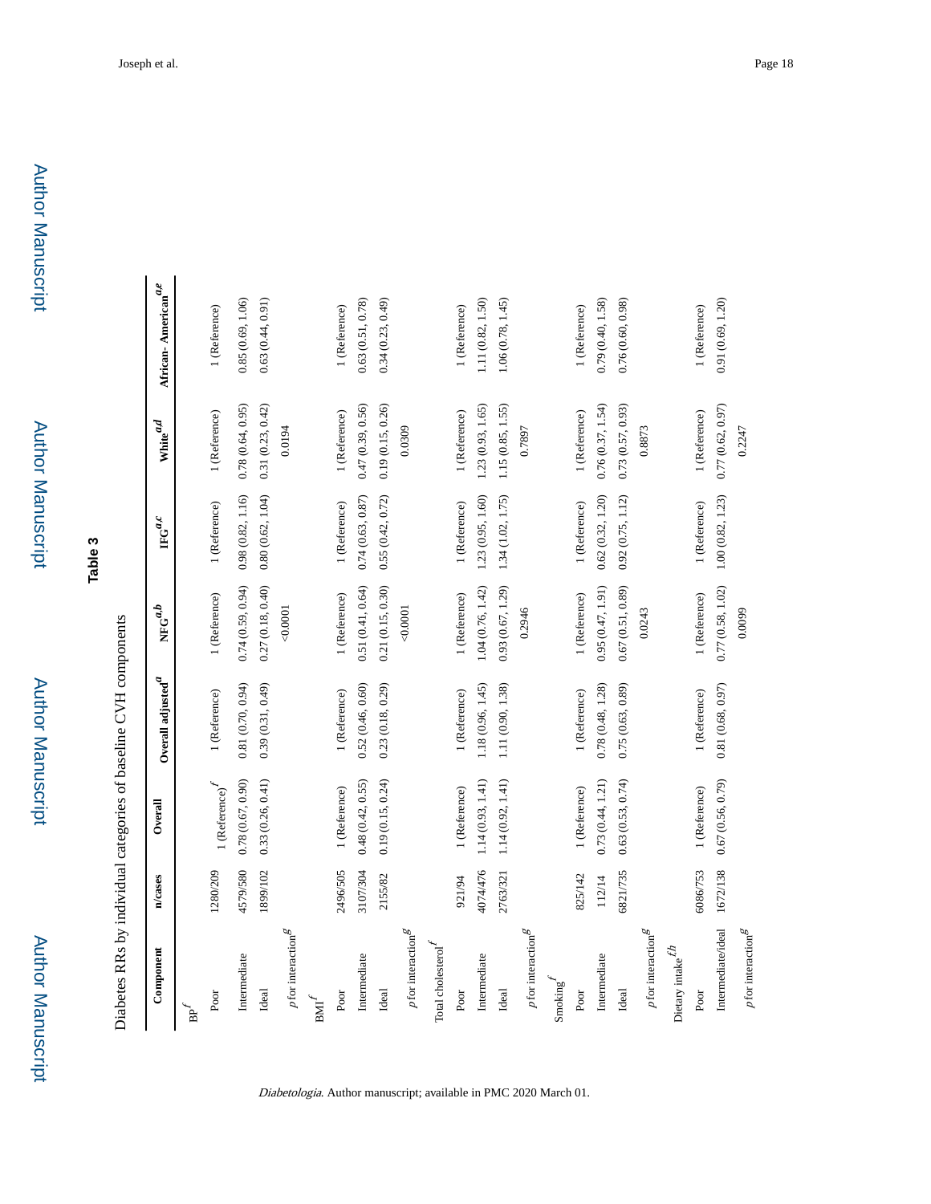**Table 3**

Diabetes RRs by individual categories of baseline CVH components

| Component | n/cases | Overall | Overall adjusted[a] | NFG[a,b] | IFG[a,c] | White[a,d] | African-American[a,e] |
|---|---|---|---|---|---|---|---|
| BP[f] | | | | | | | |
| Poor | 1280/209 | 1 (Reference)[f] | 1 (Reference) | 1 (Reference) | 1 (Reference) | 1 (Reference) | 1 (Reference) |
| Intermediate | 4579/580 | 0.78 (0.67, 0.90) | 0.81 (0.70, 0.94) | 0.74 (0.59, 0.94) | 0.98 (0.82, 1.16) | 0.78 (0.64, 0.95) | 0.85 (0.69, 1.06) |
| Ideal | 1899/102 | 0.33 (0.26, 0.41) | 0.39 (0.31, 0.49) | 0.27 (0.18, 0.40) | 0.80 (0.62, 1.04) | 0.31 (0.23, 0.42) | 0.63 (0.44, 0.91) |
| *p* for interaction[g] | | | | <0.0001 | | 0.0194 | |
| BMI[f] | | | | | | | |
| Poor | 2496/505 | 1 (Reference) | 1 (Reference) | 1 (Reference) | 1 (Reference) | 1 (Reference) | 1 (Reference) |
| Intermediate | 3107/304 | 0.48 (0.42, 0.55) | 0.52 (0.46, 0.60) | 0.51 (0.41, 0.64) | 0.74 (0.63, 0.87) | 0.47 (0.39, 0.56) | 0.63 (0.51, 0.78) |
| Ideal | 2155/82 | 0.19 (0.15, 0.24) | 0.23 (0.18, 0.29) | 0.21 (0.15, 0.30) | 0.55 (0.42, 0.72) | 0.19 (0.15, 0.26) | 0.34 (0.23, 0.49) |
| *p* for interaction[g] | | | | <0.0001 | | 0.0309 | |
| Total cholesterol[f] | | | | | | | |
| Poor | 921/94 | 1 (Reference) | 1 (Reference) | 1 (Reference) | 1 (Reference) | 1 (Reference) | 1 (Reference) |
| Intermediate | 4074/476 | 1.14 (0.93, 1.41) | 1.18 (0.96, 1.45) | 1.04 (0.76, 1.42) | 1.23 (0.95, 1.60) | 1.23 (0.93, 1.65) | 1.11 (0.82, 1.50) |
| Ideal | 2763/321 | 1.14 (0.92, 1.41) | 1.11 (0.90, 1.38) | 0.93 (0.67, 1.29) | 1.34 (1.02, 1.75) | 1.15 (0.85, 1.55) | 1.06 (0.78, 1.45) |
| *p* for interaction[g] | | | | 0.2946 | | 0.7897 | |
| Smoking[f] | | | | | | | |
| Poor | 825/142 | 1 (Reference) | 1 (Reference) | 1 (Reference) | 1 (Reference) | 1 (Reference) | 1 (Reference) |
| Intermediate | 112/14 | 0.73 (0.44, 1.21) | 0.78 (0.48, 1.28) | 0.95 (0.47, 1.91) | 0.62 (0.32, 1.20) | 0.76 (0.37, 1.54) | 0.79 (0.40, 1.58) |
| Ideal | 6821/735 | 0.63 (0.53, 0.74) | 0.75 (0.63, 0.89) | 0.67 (0.51, 0.89) | 0.92 (0.75, 1.12) | 0.73 (0.57, 0.93) | 0.76 (0.60, 0.98) |
| *p* for interaction[g] | | | | 0.0243 | | 0.8873 | |
| Dietary intake[f,h] | | | | | | | |
| Poor | 6086/753 | 1 (Reference) | 1 (Reference) | 1 (Reference) | 1 (Reference) | 1 (Reference) | 1 (Reference) |
| Intermediate/ideal | 1672/138 | 0.67 (0.56, 0.79) | 0.81 (0.68, 0.97) | 0.77 (0.58, 1.02) | 1.00 (0.82, 1.23) | 0.77 (0.62, 0.97) | 0.91 (0.69, 1.20) |
| *p* for interaction[g] | | | | 0.0099 | | 0.2247 | |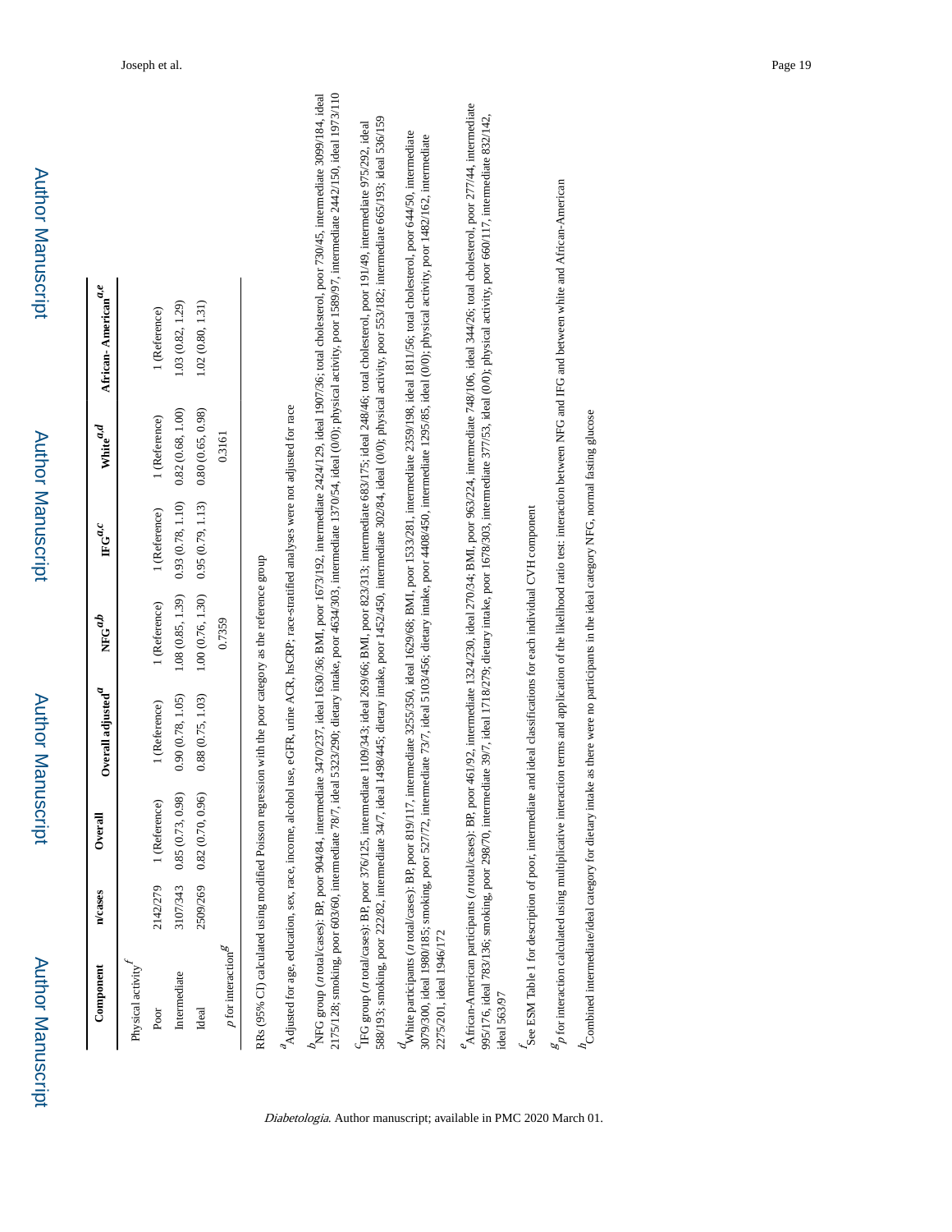| Component | n/cases | Overall | Overall adjusted[a] | NFG[a,b] | IFG[a,c] | White[a,d] | African-American[a,e] |
|---|---|---|---|---|---|---|---|
| Physical activity[f] | | | | | | | |
| Poor | 2142/279 | 1 (Reference) | 1 (Reference) | 1 (Reference) | 1 (Reference) | 1 (Reference) | 1 (Reference) |
| Intermediate | 3107/343 | 0.85 (0.73, 0.98) | 0.90 (0.78, 1.05) | 1.08 (0.85, 1.39) | 0.93 (0.78, 1.10) | 0.82 (0.68, 1.00) | 1.03 (0.82, 1.29) |
| Ideal | 2509/269 | 0.82 (0.70, 0.96) | 0.88 (0.75, 1.03) | 1.00 (0.76, 1.30) | 0.95 (0.79, 1.13) | 0.80 (0.65, 0.98) | 1.02 (0.80, 1.31) |
| $p$ for interaction[g] | | | | 0.7359 | | 0.3161 | |

RRs (95% CI) calculated using modified Poisson regression with the poor category as the reference group

[a]Adjusted for age, education, sex, race, income, alcohol use, eGFR, urine ACR, hsCRP; race-stratified analyses were not adjusted for race

[b]NFG group ($n$ total/cases): BP, poor 904/84, intermediate 3470/237, ideal 1630/36; BMI, poor 1673/192, intermediate 2424/129, ideal 1907/36; total cholesterol, poor 730/45, intermediate 3099/184, ideal 2175/128; smoking, poor 603/60, intermediate 78/7, ideal 5323/290; dietary intake, poor 4634/303, intermediate 1370/54, ideal (0/0); physical activity, poor 1589/97, intermediate 2442/150, ideal 1973/110

[c]IFG group ($n$ total/cases): BP, poor 376/125, intermediate 1109/343; ideal 269/66; BMI, poor 823/313; intermediate 683/175; ideal 248/46; total cholesterol, poor 191/49, intermediate 975/292, ideal 588/193; smoking, poor 222/82, intermediate 34/7, ideal 1498/445; dietary intake, poor 1452/450, intermediate 302/84, ideal (0/0); physical activity, poor 553/182; intermediate 665/193; ideal 536/159

[d]White participants ($n$ total/cases): BP, poor 819/117, intermediate 3255/350, ideal 1629/68; BMI, poor 1533/281, intermediate 2359/198, ideal 1811/56; total cholesterol, poor 644/50, intermediate 3079/300, ideal 1980/185; smoking, poor 527/72, intermediate 73/7, ideal 5103/456; dietary intake, poor 4408/450, intermediate 1295/85, ideal (0/0); physical activity, poor 1482/162, intermediate 2275/201, ideal 1946/172

[e]African-American participants ($n$ total/cases): BP, poor 461/92, intermediate 1324/230, ideal 270/34; BMI, poor 963/224, intermediate 748/106, ideal 344/26; total cholesterol, poor 277/44, intermediate 995/176, ideal 783/136; smoking, poor 298/70, intermediate 39/7, ideal 1718/279; dietary intake, poor 1678/303, intermediate 377/53, ideal (0/0); physical activity, poor 660/117, intermediate 832/142, ideal 563/97

[f]See ESM Table 1 for description of poor, intermediate and ideal classifications for each individual CVH component

[g]$p$ for interaction calculated using multiplicative interaction terms and application of the likelihood ratio test: interaction between NFG and IFG and between white and African-American

[h]Combined intermediate/ideal category for dietary intake as there were no participants in the ideal category NFG, normal fasting glucose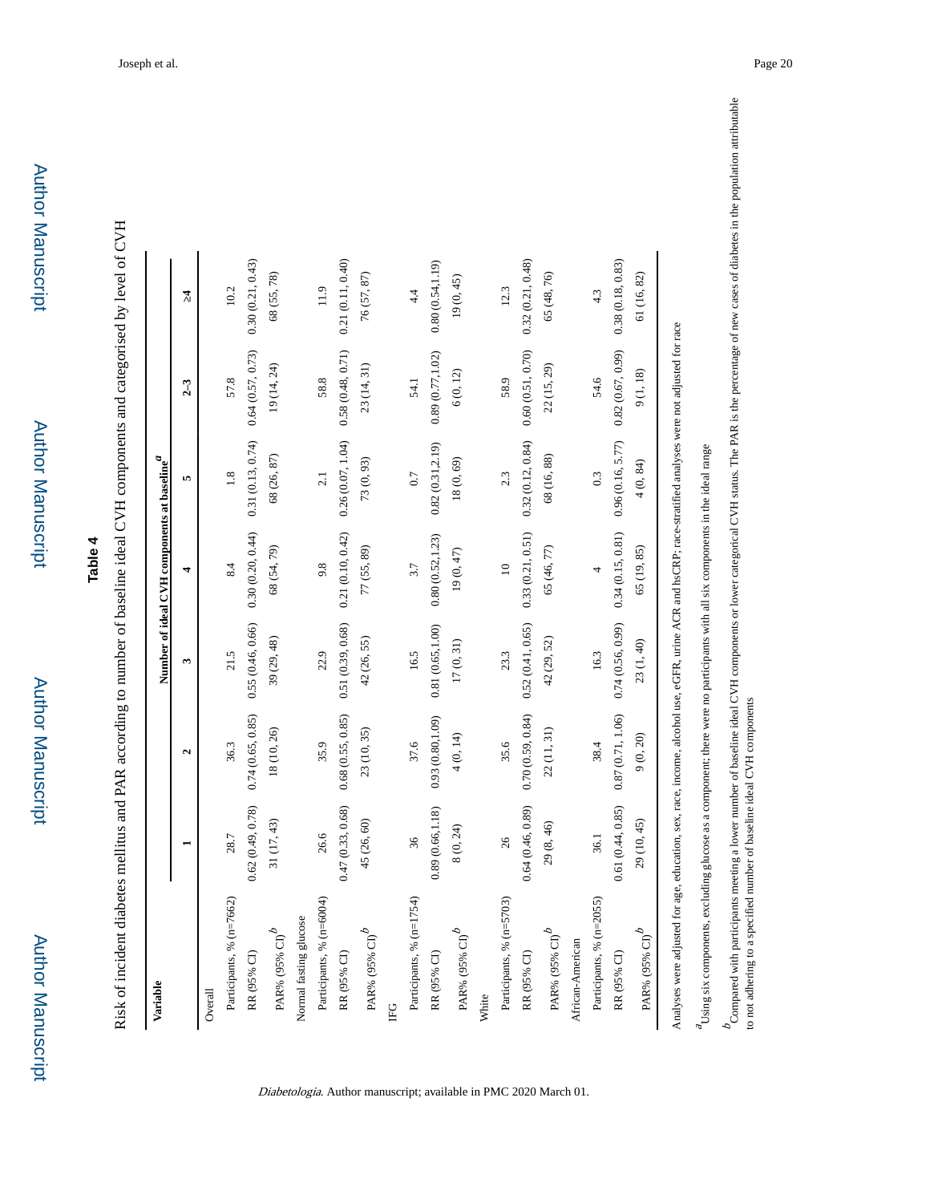## Table 4

Risk of incident diabetes mellitus and PAR according to number of baseline ideal CVH components and categorised by level of CVH

| Variable | Number of ideal CVH components at baseline[a] | | | | | | |
|---|---|---|---|---|---|---|---|
| | 1 | 2 | 3 | 4 | 5 | 2–3 | ≥4 |
| Overall | | | | | | | |
| Participants, % (n=7662) | 28.7 | 36.3 | 21.5 | 8.4 | 1.8 | 57.8 | 10.2 |
| RR (95% CI) | 0.62 (0.49, 0.78) | 0.74 (0.65, 0.85) | 0.55 (0.46, 0.66) | 0.30 (0.20, 0.44) | 0.31 (0.13, 0.74) | 0.64 (0.57, 0.73) | 0.30 (0.21, 0.43) |
| PAR% (95% CI)[b] | 31 (17, 43) | 18 (10, 26) | 39 (29, 48) | 68 (54, 79) | 68 (26, 87) | 19 (14, 24) | 68 (55, 78) |
| Normal fasting glucose | | | | | | | |
| Participants, % (n=6004) | 26.6 | 35.9 | 22.9 | 9.8 | 2.1 | 58.8 | 11.9 |
| RR (95% CI) | 0.47 (0.33, 0.68) | 0.68 (0.55, 0.85) | 0.51 (0.39, 0.68) | 0.21 (0.10, 0.42) | 0.26 (0.07, 1.04) | 0.58 (0.48, 0.71) | 0.21 (0.11, 0.40) |
| PAR% (95% CI)[b] | 45 (26, 60) | 23 (10, 35) | 42 (26, 55) | 77 (55, 89) | 73 (0, 93) | 23 (14, 31) | 76 (57, 87) |
| IFG | | | | | | | |
| Participants, % (n=1754) | 36 | 37.6 | 16.5 | 3.7 | 0.7 | 54.1 | 4.4 |
| RR (95% CI) | 0.89 (0.66,1.18) | 0.93 (0.80,1.09) | 0.81 (0.65,1.00) | 0.80 (0.52,1.23) | 0.82 (0.31,2.19) | 0.89 (0.77,1.02) | 0.80 (0.54,1.19) |
| PAR% (95% CI)[b] | 8 (0, 24) | 4 (0, 14) | 17 (0, 31) | 19 (0, 47) | 18 (0, 69) | 6 (0, 12) | 19 (0, 45) |
| White | | | | | | | |
| Participants, % (n=5703) | 26 | 35.6 | 23.3 | 10 | 2.3 | 58.9 | 12.3 |
| RR (95% CI) | 0.64 (0.46, 0.89) | 0.70 (0.59, 0.84) | 0.52 (0.41, 0.65) | 0.33 (0.21, 0.51) | 0.32 (0.12, 0.84) | 0.60 (0.51, 0.70) | 0.32 (0.21, 0.48) |
| PAR% (95% CI)[b] | 29 (8, 46) | 22 (11, 31) | 42 (29, 52) | 65 (46, 77) | 68 (16, 88) | 22 (15, 29) | 65 (48, 76) |
| African-American | | | | | | | |
| Participants, % (n=2055) | 36.1 | 38.4 | 16.3 | 4 | 0.3 | 54.6 | 4.3 |
| RR (95% CI) | 0.61 (0.44, 0.85) | 0.87 (0.71, 1.06) | 0.74 (0.56, 0.99) | 0.34 (0.15, 0.81) | 0.96 (0.16, 5.77) | 0.82 (0.67, 0.99) | 0.38 (0.18, 0.83) |
| PAR% (95% CI)[b] | 29 (10, 45) | 9 (0, 20) | 23 (1, 40) | 65 (19, 85) | 4 (0, 84) | 9 (1, 18) | 61 (16, 82) |

Analyses were adjusted for age, education, sex, race, income, alcohol use, eGFR, urine ACR and hsCRP; race-stratified analyses were not adjusted for race

[a]Using six components, excluding glucose as a component; there were no participants with all six components in the ideal range

[b]Compared with participants meeting a lower number of baseline ideal CVH components or lower categorical CVH status. The PAR is the percentage of new cases of diabetes in the population attributable to not adhering to a specified number of baseline ideal CVH components